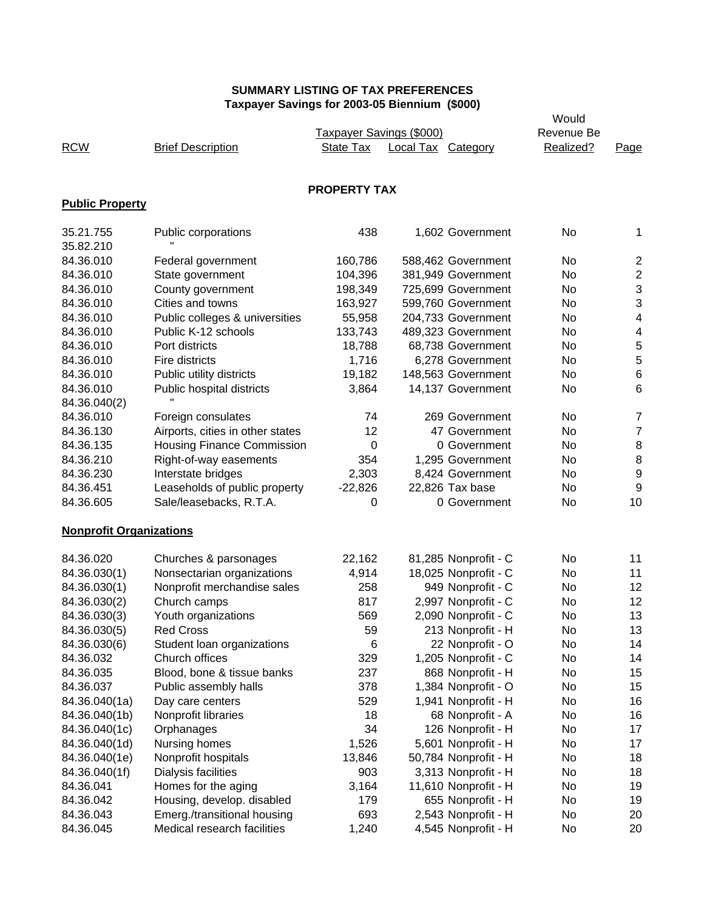**SUMMARY LISTING OF TAX PREFERENCES**
**Taxpayer Savings for 2003-05 Biennium ($000)**

| RCW | Brief Description | Taxpayer Savings ($000) State Tax | Local Tax | Category | Would Revenue Be Realized? | Page |
|---|---|---|---|---|---|---|
| | | | **PROPERTY TAX** | | | |
| **Public Property** | | | | | | |
| 35.21.755 | Public corporations | 438 | 1,602 | Government | No | 1 |
| 35.82.210 | " | | | | | |
| 84.36.010 | Federal government | 160,786 | 588,462 | Government | No | 2 |
| 84.36.010 | State government | 104,396 | 381,949 | Government | No | 2 |
| 84.36.010 | County government | 198,349 | 725,699 | Government | No | 3 |
| 84.36.010 | Cities and towns | 163,927 | 599,760 | Government | No | 3 |
| 84.36.010 | Public colleges & universities | 55,958 | 204,733 | Government | No | 4 |
| 84.36.010 | Public K-12 schools | 133,743 | 489,323 | Government | No | 4 |
| 84.36.010 | Port districts | 18,788 | 68,738 | Government | No | 5 |
| 84.36.010 | Fire districts | 1,716 | 6,278 | Government | No | 5 |
| 84.36.010 | Public utility districts | 19,182 | 148,563 | Government | No | 6 |
| 84.36.010 | Public hospital districts | 3,864 | 14,137 | Government | No | 6 |
| 84.36.040(2) | " | | | | | |
| 84.36.010 | Foreign consulates | 74 | 269 | Government | No | 7 |
| 84.36.130 | Airports, cities in other states | 12 | 47 | Government | No | 7 |
| 84.36.135 | Housing Finance Commission | 0 | 0 | Government | No | 8 |
| 84.36.210 | Right-of-way easements | 354 | 1,295 | Government | No | 8 |
| 84.36.230 | Interstate bridges | 2,303 | 8,424 | Government | No | 9 |
| 84.36.451 | Leaseholds of public property | -22,826 | 22,826 | Tax base | No | 9 |
| 84.36.605 | Sale/leasebacks, R.T.A. | 0 | 0 | Government | No | 10 |
| **Nonprofit Organizations** | | | | | | |
| 84.36.020 | Churches & parsonages | 22,162 | 81,285 | Nonprofit - C | No | 11 |
| 84.36.030(1) | Nonsectarian organizations | 4,914 | 18,025 | Nonprofit - C | No | 11 |
| 84.36.030(1) | Nonprofit merchandise sales | 258 | 949 | Nonprofit - C | No | 12 |
| 84.36.030(2) | Church camps | 817 | 2,997 | Nonprofit - C | No | 12 |
| 84.36.030(3) | Youth organizations | 569 | 2,090 | Nonprofit - C | No | 13 |
| 84.36.030(5) | Red Cross | 59 | 213 | Nonprofit - H | No | 13 |
| 84.36.030(6) | Student loan organizations | 6 | 22 | Nonprofit - O | No | 14 |
| 84.36.032 | Church offices | 329 | 1,205 | Nonprofit - C | No | 14 |
| 84.36.035 | Blood, bone & tissue banks | 237 | 868 | Nonprofit - H | No | 15 |
| 84.36.037 | Public assembly halls | 378 | 1,384 | Nonprofit - O | No | 15 |
| 84.36.040(1a) | Day care centers | 529 | 1,941 | Nonprofit - H | No | 16 |
| 84.36.040(1b) | Nonprofit libraries | 18 | 68 | Nonprofit - A | No | 16 |
| 84.36.040(1c) | Orphanages | 34 | 126 | Nonprofit - H | No | 17 |
| 84.36.040(1d) | Nursing homes | 1,526 | 5,601 | Nonprofit - H | No | 17 |
| 84.36.040(1e) | Nonprofit hospitals | 13,846 | 50,784 | Nonprofit - H | No | 18 |
| 84.36.040(1f) | Dialysis facilities | 903 | 3,313 | Nonprofit - H | No | 18 |
| 84.36.041 | Homes for the aging | 3,164 | 11,610 | Nonprofit - H | No | 19 |
| 84.36.042 | Housing, develop. disabled | 179 | 655 | Nonprofit - H | No | 19 |
| 84.36.043 | Emerg./transitional housing | 693 | 2,543 | Nonprofit - H | No | 20 |
| 84.36.045 | Medical research facilities | 1,240 | 4,545 | Nonprofit - H | No | 20 |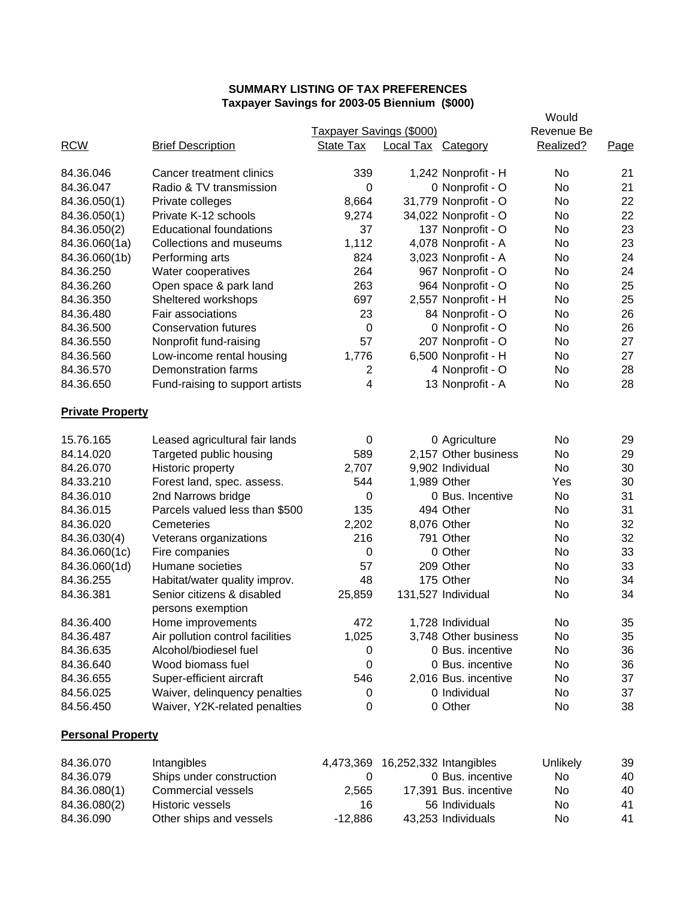**SUMMARY LISTING OF TAX PREFERENCES**
**Taxpayer Savings for 2003-05 Biennium ($000)**

| RCW | Brief Description | Taxpayer Savings ($000) State Tax | Local Tax | Category | Would Revenue Be Realized? | Page |
|---|---|---|---|---|---|---|
| 84.36.046 | Cancer treatment clinics | 339 | 1,242 | Nonprofit - H | No | 21 |
| 84.36.047 | Radio & TV transmission | 0 | 0 | Nonprofit - O | No | 21 |
| 84.36.050(1) | Private colleges | 8,664 | 31,779 | Nonprofit - O | No | 22 |
| 84.36.050(1) | Private K-12 schools | 9,274 | 34,022 | Nonprofit - O | No | 22 |
| 84.36.050(2) | Educational foundations | 37 | 137 | Nonprofit - O | No | 23 |
| 84.36.060(1a) | Collections and museums | 1,112 | 4,078 | Nonprofit - A | No | 23 |
| 84.36.060(1b) | Performing arts | 824 | 3,023 | Nonprofit - A | No | 24 |
| 84.36.250 | Water cooperatives | 264 | 967 | Nonprofit - O | No | 24 |
| 84.36.260 | Open space & park land | 263 | 964 | Nonprofit - O | No | 25 |
| 84.36.350 | Sheltered workshops | 697 | 2,557 | Nonprofit - H | No | 25 |
| 84.36.480 | Fair associations | 23 | 84 | Nonprofit - O | No | 26 |
| 84.36.500 | Conservation futures | 0 | 0 | Nonprofit - O | No | 26 |
| 84.36.550 | Nonprofit fund-raising | 57 | 207 | Nonprofit - O | No | 27 |
| 84.36.560 | Low-income rental housing | 1,776 | 6,500 | Nonprofit - H | No | 27 |
| 84.36.570 | Demonstration farms | 2 | 4 | Nonprofit - O | No | 28 |
| 84.36.650 | Fund-raising to support artists | 4 | 13 | Nonprofit - A | No | 28 |
| **Private Property** | | | | | | |
| 15.76.165 | Leased agricultural fair lands | 0 | 0 | Agriculture | No | 29 |
| 84.14.020 | Targeted public housing | 589 | 2,157 | Other business | No | 29 |
| 84.26.070 | Historic property | 2,707 | 9,902 | Individual | No | 30 |
| 84.33.210 | Forest land, spec. assess. | 544 | 1,989 | Other | Yes | 30 |
| 84.36.010 | 2nd Narrows bridge | 0 | 0 | Bus. Incentive | No | 31 |
| 84.36.015 | Parcels valued less than $500 | 135 | 494 | Other | No | 31 |
| 84.36.020 | Cemeteries | 2,202 | 8,076 | Other | No | 32 |
| 84.36.030(4) | Veterans organizations | 216 | 791 | Other | No | 32 |
| 84.36.060(1c) | Fire companies | 0 | 0 | Other | No | 33 |
| 84.36.060(1d) | Humane societies | 57 | 209 | Other | No | 33 |
| 84.36.255 | Habitat/water quality improv. | 48 | 175 | Other | No | 34 |
| 84.36.381 | Senior citizens & disabled persons exemption | 25,859 | 131,527 | Individual | No | 34 |
| 84.36.400 | Home improvements | 472 | 1,728 | Individual | No | 35 |
| 84.36.487 | Air pollution control facilities | 1,025 | 3,748 | Other business | No | 35 |
| 84.36.635 | Alcohol/biodiesel fuel | 0 | 0 | Bus. incentive | No | 36 |
| 84.36.640 | Wood biomass fuel | 0 | 0 | Bus. incentive | No | 36 |
| 84.36.655 | Super-efficient aircraft | 546 | 2,016 | Bus. incentive | No | 37 |
| 84.56.025 | Waiver, delinquency penalties | 0 | 0 | Individual | No | 37 |
| 84.56.450 | Waiver, Y2K-related penalties | 0 | 0 | Other | No | 38 |
| **Personal Property** | | | | | | |
| 84.36.070 | Intangibles | 4,473,369 | 16,252,332 | Intangibles | Unlikely | 39 |
| 84.36.079 | Ships under construction | 0 | 0 | Bus. incentive | No | 40 |
| 84.36.080(1) | Commercial vessels | 2,565 | 17,391 | Bus. incentive | No | 40 |
| 84.36.080(2) | Historic vessels | 16 | 56 | Individuals | No | 41 |
| 84.36.090 | Other ships and vessels | -12,886 | 43,253 | Individuals | No | 41 |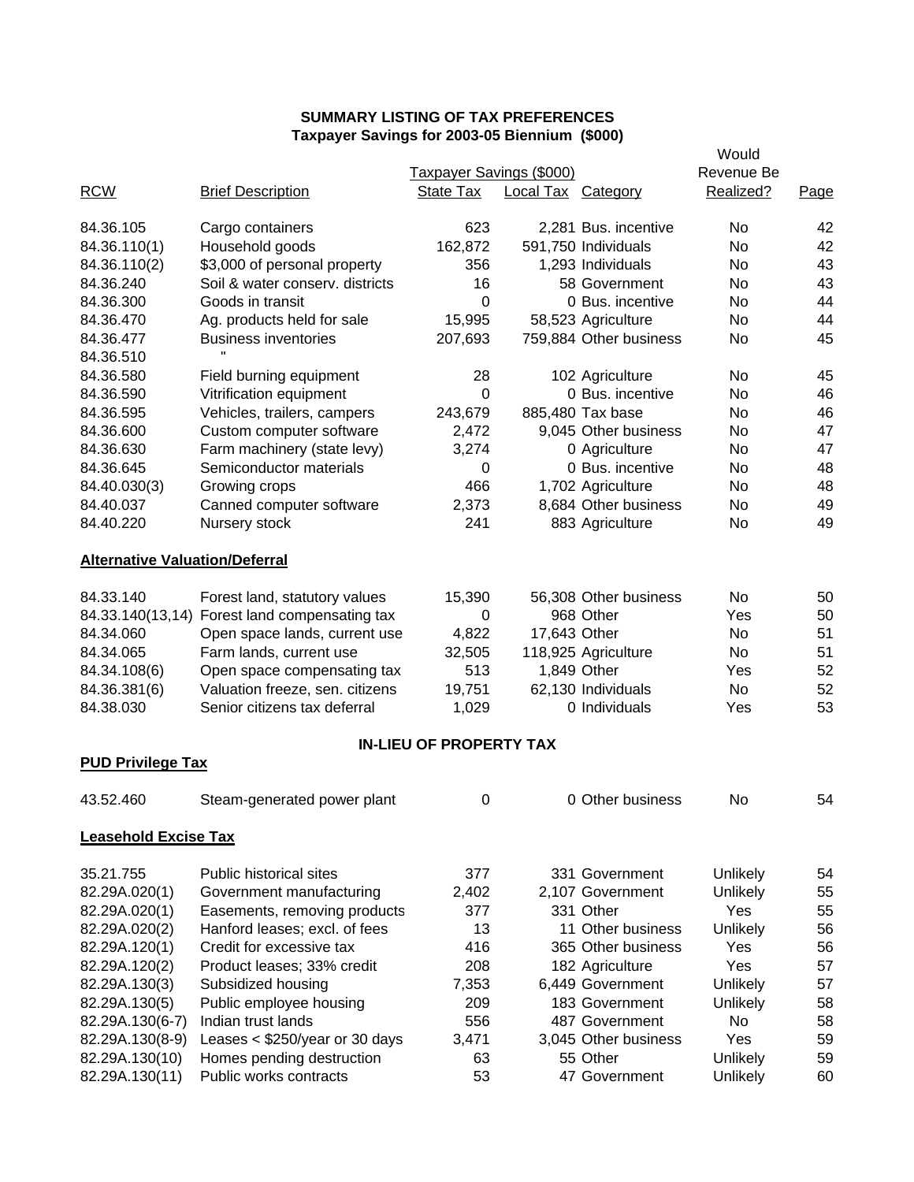**SUMMARY LISTING OF TAX PREFERENCES**
**Taxpayer Savings for 2003-05 Biennium ($000)**

| RCW | Brief Description | Taxpayer Savings ($000) State Tax | Local Tax | Category | Would Revenue Be Realized? | Page |
|---|---|---|---|---|---|---|
| 84.36.105 | Cargo containers | 623 | 2,281 | Bus. incentive | No | 42 |
| 84.36.110(1) | Household goods | 162,872 | 591,750 | Individuals | No | 42 |
| 84.36.110(2) | $3,000 of personal property | 356 | 1,293 | Individuals | No | 43 |
| 84.36.240 | Soil & water conserv. districts | 16 | 58 | Government | No | 43 |
| 84.36.300 | Goods in transit | 0 | 0 | Bus. incentive | No | 44 |
| 84.36.470 | Ag. products held for sale | 15,995 | 58,523 | Agriculture | No | 44 |
| 84.36.477 | Business inventories | 207,693 | 759,884 | Other business | No | 45 |
| 84.36.510 | " | | | | | |
| 84.36.580 | Field burning equipment | 28 | 102 | Agriculture | No | 45 |
| 84.36.590 | Vitrification equipment | 0 | 0 | Bus. incentive | No | 46 |
| 84.36.595 | Vehicles, trailers, campers | 243,679 | 885,480 | Tax base | No | 46 |
| 84.36.600 | Custom computer software | 2,472 | 9,045 | Other business | No | 47 |
| 84.36.630 | Farm machinery (state levy) | 3,274 | 0 | Agriculture | No | 47 |
| 84.36.645 | Semiconductor materials | 0 | 0 | Bus. incentive | No | 48 |
| 84.40.030(3) | Growing crops | 466 | 1,702 | Agriculture | No | 48 |
| 84.40.037 | Canned computer software | 2,373 | 8,684 | Other business | No | 49 |
| 84.40.220 | Nursery stock | 241 | 883 | Agriculture | No | 49 |
| **Alternative Valuation/Deferral** | | | | | | |
| 84.33.140 | Forest land, statutory values | 15,390 | 56,308 | Other business | No | 50 |
| 84.33.140(13,14) | Forest land compensating tax | 0 | 968 | Other | Yes | 50 |
| 84.34.060 | Open space lands, current use | 4,822 | 17,643 | Other | No | 51 |
| 84.34.065 | Farm lands, current use | 32,505 | 118,925 | Agriculture | No | 51 |
| 84.34.108(6) | Open space compensating tax | 513 | 1,849 | Other | Yes | 52 |
| 84.36.381(6) | Valuation freeze, sen. citizens | 19,751 | 62,130 | Individuals | No | 52 |
| 84.38.030 | Senior citizens tax deferral | 1,029 | 0 | Individuals | Yes | 53 |

**IN-LIEU OF PROPERTY TAX**

| RCW | Brief Description | State Tax | Local Tax | Category | Would Revenue Be Realized? | Page |
|---|---|---|---|---|---|---|
| **PUD Privilege Tax** | | | | | | |
| 43.52.460 | Steam-generated power plant | 0 | 0 | Other business | No | 54 |
| **Leasehold Excise Tax** | | | | | | |
| 35.21.755 | Public historical sites | 377 | 331 | Government | Unlikely | 54 |
| 82.29A.020(1) | Government manufacturing | 2,402 | 2,107 | Government | Unlikely | 55 |
| 82.29A.020(1) | Easements, removing products | 377 | 331 | Other | Yes | 55 |
| 82.29A.020(2) | Hanford leases; excl. of fees | 13 | 11 | Other business | Unlikely | 56 |
| 82.29A.120(1) | Credit for excessive tax | 416 | 365 | Other business | Yes | 56 |
| 82.29A.120(2) | Product leases; 33% credit | 208 | 182 | Agriculture | Yes | 57 |
| 82.29A.130(3) | Subsidized housing | 7,353 | 6,449 | Government | Unlikely | 57 |
| 82.29A.130(5) | Public employee housing | 209 | 183 | Government | Unlikely | 58 |
| 82.29A.130(6-7) | Indian trust lands | 556 | 487 | Government | No | 58 |
| 82.29A.130(8-9) | Leases < $250/year or 30 days | 3,471 | 3,045 | Other business | Yes | 59 |
| 82.29A.130(10) | Homes pending destruction | 63 | 55 | Other | Unlikely | 59 |
| 82.29A.130(11) | Public works contracts | 53 | 47 | Government | Unlikely | 60 |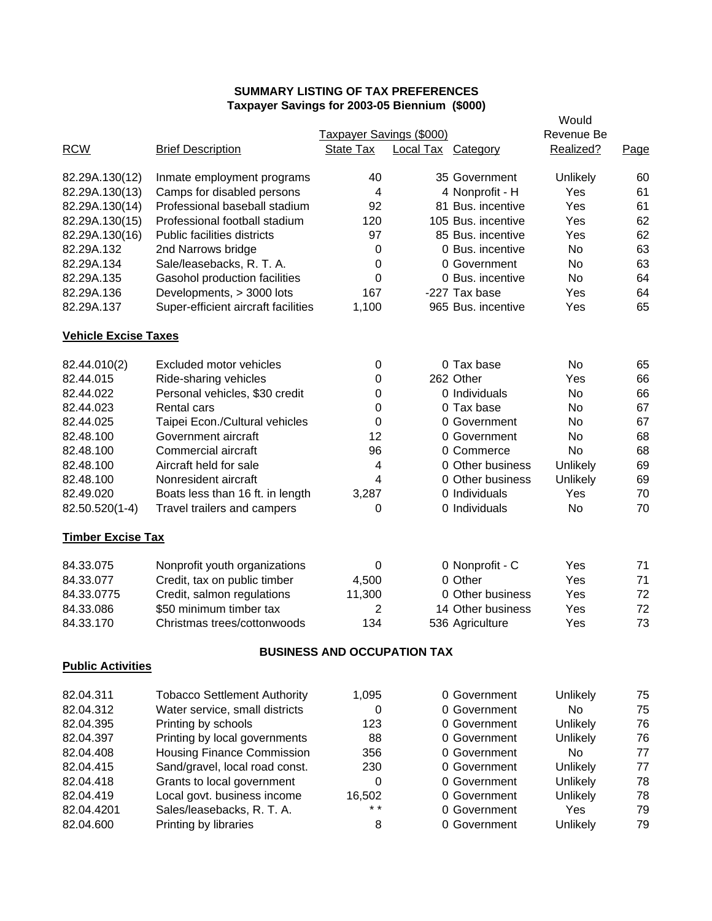**SUMMARY LISTING OF TAX PREFERENCES**
**Taxpayer Savings for 2003-05 Biennium ($000)**

| RCW | Brief Description | Taxpayer Savings ($000) State Tax | Local Tax | Category | Would Revenue Be Realized? | Page |
|---|---|---|---|---|---|---|
| 82.29A.130(12) | Inmate employment programs | 40 | 35 | Government | Unlikely | 60 |
| 82.29A.130(13) | Camps for disabled persons | 4 | 4 | Nonprofit - H | Yes | 61 |
| 82.29A.130(14) | Professional baseball stadium | 92 | 81 | Bus. incentive | Yes | 61 |
| 82.29A.130(15) | Professional football stadium | 120 | 105 | Bus. incentive | Yes | 62 |
| 82.29A.130(16) | Public facilities districts | 97 | 85 | Bus. incentive | Yes | 62 |
| 82.29A.132 | 2nd Narrows bridge | 0 | 0 | Bus. incentive | No | 63 |
| 82.29A.134 | Sale/leasebacks, R. T. A. | 0 | 0 | Government | No | 63 |
| 82.29A.135 | Gasohol production facilities | 0 | 0 | Bus. incentive | No | 64 |
| 82.29A.136 | Developments, > 3000 lots | 167 | -227 | Tax base | Yes | 64 |
| 82.29A.137 | Super-efficient aircraft facilities | 1,100 | 965 | Bus. incentive | Yes | 65 |
| **Vehicle Excise Taxes** | | | | | | |
| 82.44.010(2) | Excluded motor vehicles | 0 | 0 | Tax base | No | 65 |
| 82.44.015 | Ride-sharing vehicles | 0 | 262 | Other | Yes | 66 |
| 82.44.022 | Personal vehicles, $30 credit | 0 | 0 | Individuals | No | 66 |
| 82.44.023 | Rental cars | 0 | 0 | Tax base | No | 67 |
| 82.44.025 | Taipei Econ./Cultural vehicles | 0 | 0 | Government | No | 67 |
| 82.48.100 | Government aircraft | 12 | 0 | Government | No | 68 |
| 82.48.100 | Commercial aircraft | 96 | 0 | Commerce | No | 68 |
| 82.48.100 | Aircraft held for sale | 4 | 0 | Other business | Unlikely | 69 |
| 82.48.100 | Nonresident aircraft | 4 | 0 | Other business | Unlikely | 69 |
| 82.49.020 | Boats less than 16 ft. in length | 3,287 | 0 | Individuals | Yes | 70 |
| 82.50.520(1-4) | Travel trailers and campers | 0 | 0 | Individuals | No | 70 |
| **Timber Excise Tax** | | | | | | |
| 84.33.075 | Nonprofit youth organizations | 0 | 0 | Nonprofit - C | Yes | 71 |
| 84.33.077 | Credit, tax on public timber | 4,500 | 0 | Other | Yes | 71 |
| 84.33.0775 | Credit, salmon regulations | 11,300 | 0 | Other business | Yes | 72 |
| 84.33.086 | $50 minimum timber tax | 2 | 14 | Other business | Yes | 72 |
| 84.33.170 | Christmas trees/cottonwoods | 134 | 536 | Agriculture | Yes | 73 |

**BUSINESS AND OCCUPATION TAX**

| RCW | Brief Description | State Tax | Local Tax | Category | Would Revenue Be Realized? | Page |
|---|---|---|---|---|---|---|
| **Public Activities** | | | | | | |
| 82.04.311 | Tobacco Settlement Authority | 1,095 | 0 | Government | Unlikely | 75 |
| 82.04.312 | Water service, small districts | 0 | 0 | Government | No | 75 |
| 82.04.395 | Printing by schools | 123 | 0 | Government | Unlikely | 76 |
| 82.04.397 | Printing by local governments | 88 | 0 | Government | Unlikely | 76 |
| 82.04.408 | Housing Finance Commission | 356 | 0 | Government | No | 77 |
| 82.04.415 | Sand/gravel, local road const. | 230 | 0 | Government | Unlikely | 77 |
| 82.04.418 | Grants to local government | 0 | 0 | Government | Unlikely | 78 |
| 82.04.419 | Local govt. business income | 16,502 | 0 | Government | Unlikely | 78 |
| 82.04.4201 | Sales/leasebacks, R. T. A. | * * | 0 | Government | Yes | 79 |
| 82.04.600 | Printing by libraries | 8 | 0 | Government | Unlikely | 79 |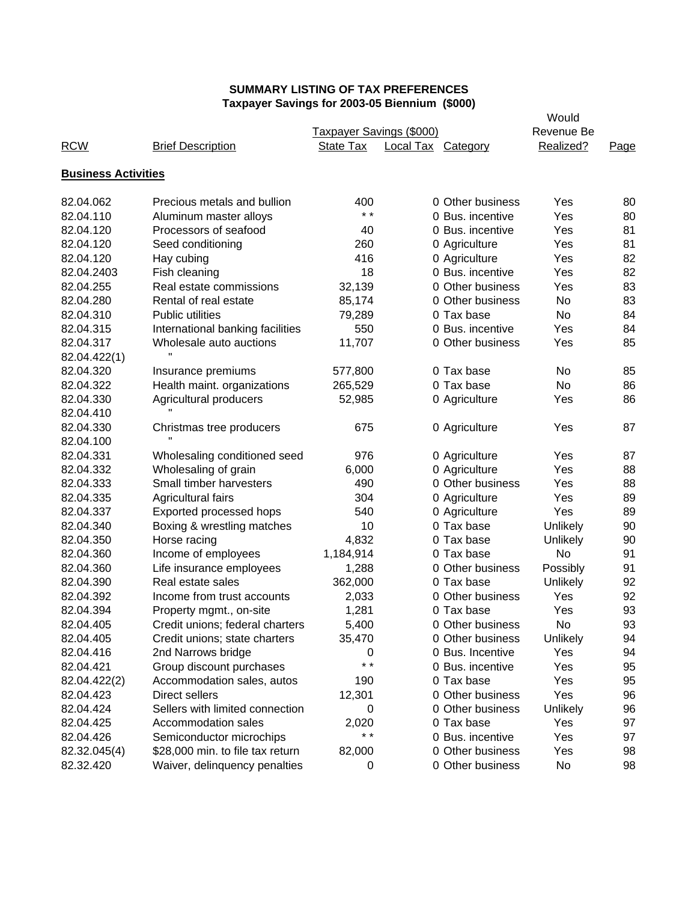**SUMMARY LISTING OF TAX PREFERENCES**
**Taxpayer Savings for 2003-05 Biennium ($000)**

| RCW | Brief Description | Taxpayer Savings ($000) State Tax | Local Tax | Category | Would Revenue Be Realized? | Page |
|---|---|---|---|---|---|---|
| **Business Activities** | | | | | | |
| 82.04.062 | Precious metals and bullion | 400 | 0 | Other business | Yes | 80 |
| 82.04.110 | Aluminum master alloys | * * | 0 | Bus. incentive | Yes | 80 |
| 82.04.120 | Processors of seafood | 40 | 0 | Bus. incentive | Yes | 81 |
| 82.04.120 | Seed conditioning | 260 | 0 | Agriculture | Yes | 81 |
| 82.04.120 | Hay cubing | 416 | 0 | Agriculture | Yes | 82 |
| 82.04.2403 | Fish cleaning | 18 | 0 | Bus. incentive | Yes | 82 |
| 82.04.255 | Real estate commissions | 32,139 | 0 | Other business | Yes | 83 |
| 82.04.280 | Rental of real estate | 85,174 | 0 | Other business | No | 83 |
| 82.04.310 | Public utilities | 79,289 | 0 | Tax base | No | 84 |
| 82.04.315 | International banking facilities | 550 | 0 | Bus. incentive | Yes | 84 |
| 82.04.317 | Wholesale auto auctions | 11,707 | 0 | Other business | Yes | 85 |
| 82.04.422(1) | " | | | | | |
| 82.04.320 | Insurance premiums | 577,800 | 0 | Tax base | No | 85 |
| 82.04.322 | Health maint. organizations | 265,529 | 0 | Tax base | No | 86 |
| 82.04.330 | Agricultural producers | 52,985 | 0 | Agriculture | Yes | 86 |
| 82.04.410 | " | | | | | |
| 82.04.330 | Christmas tree producers | 675 | 0 | Agriculture | Yes | 87 |
| 82.04.100 | " | | | | | |
| 82.04.331 | Wholesaling conditioned seed | 976 | 0 | Agriculture | Yes | 87 |
| 82.04.332 | Wholesaling of grain | 6,000 | 0 | Agriculture | Yes | 88 |
| 82.04.333 | Small timber harvesters | 490 | 0 | Other business | Yes | 88 |
| 82.04.335 | Agricultural fairs | 304 | 0 | Agriculture | Yes | 89 |
| 82.04.337 | Exported processed hops | 540 | 0 | Agriculture | Yes | 89 |
| 82.04.340 | Boxing & wrestling matches | 10 | 0 | Tax base | Unlikely | 90 |
| 82.04.350 | Horse racing | 4,832 | 0 | Tax base | Unlikely | 90 |
| 82.04.360 | Income of employees | 1,184,914 | 0 | Tax base | No | 91 |
| 82.04.360 | Life insurance employees | 1,288 | 0 | Other business | Possibly | 91 |
| 82.04.390 | Real estate sales | 362,000 | 0 | Tax base | Unlikely | 92 |
| 82.04.392 | Income from trust accounts | 2,033 | 0 | Other business | Yes | 92 |
| 82.04.394 | Property mgmt., on-site | 1,281 | 0 | Tax base | Yes | 93 |
| 82.04.405 | Credit unions; federal charters | 5,400 | 0 | Other business | No | 93 |
| 82.04.405 | Credit unions; state charters | 35,470 | 0 | Other business | Unlikely | 94 |
| 82.04.416 | 2nd Narrows bridge | 0 | 0 | Bus. Incentive | Yes | 94 |
| 82.04.421 | Group discount purchases | * * | 0 | Bus. incentive | Yes | 95 |
| 82.04.422(2) | Accommodation sales, autos | 190 | 0 | Tax base | Yes | 95 |
| 82.04.423 | Direct sellers | 12,301 | 0 | Other business | Yes | 96 |
| 82.04.424 | Sellers with limited connection | 0 | 0 | Other business | Unlikely | 96 |
| 82.04.425 | Accommodation sales | 2,020 | 0 | Tax base | Yes | 97 |
| 82.04.426 | Semiconductor microchips | * * | 0 | Bus. incentive | Yes | 97 |
| 82.32.045(4) | $28,000 min. to file tax return | 82,000 | 0 | Other business | Yes | 98 |
| 82.32.420 | Waiver, delinquency penalties | 0 | 0 | Other business | No | 98 |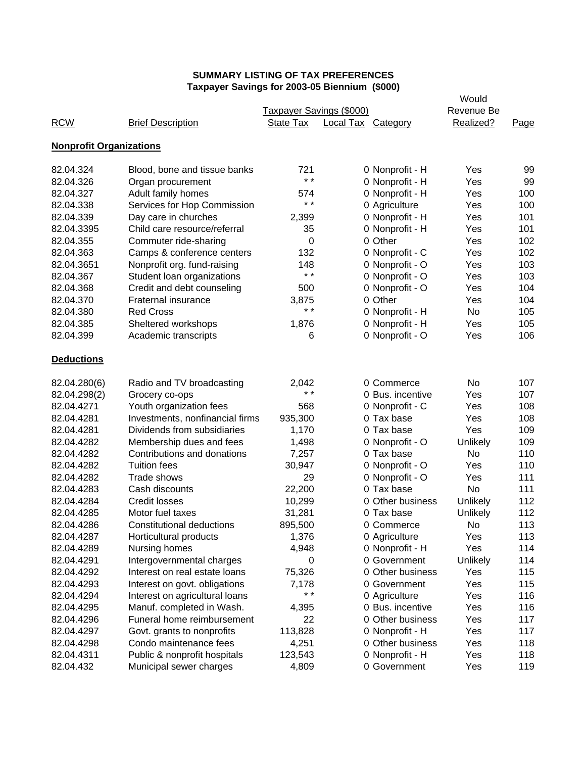**SUMMARY LISTING OF TAX PREFERENCES**
**Taxpayer Savings for 2003-05 Biennium ($000)**

| RCW | Brief Description | Taxpayer Savings ($000) State Tax | Taxpayer Savings ($000) Local Tax | Category | Would Revenue Be Realized? | Page |
|---|---|---|---|---|---|---|
| **Nonprofit Organizations** | | | | | | |
| 82.04.324 | Blood, bone and tissue banks | 721 | 0 | Nonprofit - H | Yes | 99 |
| 82.04.326 | Organ procurement | * * | 0 | Nonprofit - H | Yes | 99 |
| 82.04.327 | Adult family homes | 574 | 0 | Nonprofit - H | Yes | 100 |
| 82.04.338 | Services for Hop Commission | * * | 0 | Agriculture | Yes | 100 |
| 82.04.339 | Day care in churches | 2,399 | 0 | Nonprofit - H | Yes | 101 |
| 82.04.3395 | Child care resource/referral | 35 | 0 | Nonprofit - H | Yes | 101 |
| 82.04.355 | Commuter ride-sharing | 0 | 0 | Other | Yes | 102 |
| 82.04.363 | Camps & conference centers | 132 | 0 | Nonprofit - C | Yes | 102 |
| 82.04.3651 | Nonprofit org. fund-raising | 148 | 0 | Nonprofit - O | Yes | 103 |
| 82.04.367 | Student loan organizations | * * | 0 | Nonprofit - O | Yes | 103 |
| 82.04.368 | Credit and debt counseling | 500 | 0 | Nonprofit - O | Yes | 104 |
| 82.04.370 | Fraternal insurance | 3,875 | 0 | Other | Yes | 104 |
| 82.04.380 | Red Cross | * * | 0 | Nonprofit - H | No | 105 |
| 82.04.385 | Sheltered workshops | 1,876 | 0 | Nonprofit - H | Yes | 105 |
| 82.04.399 | Academic transcripts | 6 | 0 | Nonprofit - O | Yes | 106 |
| **Deductions** | | | | | | |
| 82.04.280(6) | Radio and TV broadcasting | 2,042 | 0 | Commerce | No | 107 |
| 82.04.298(2) | Grocery co-ops | * * | 0 | Bus. incentive | Yes | 107 |
| 82.04.4271 | Youth organization fees | 568 | 0 | Nonprofit - C | Yes | 108 |
| 82.04.4281 | Investments, nonfinancial firms | 935,300 | 0 | Tax base | Yes | 108 |
| 82.04.4281 | Dividends from subsidiaries | 1,170 | 0 | Tax base | Yes | 109 |
| 82.04.4282 | Membership dues and fees | 1,498 | 0 | Nonprofit - O | Unlikely | 109 |
| 82.04.4282 | Contributions and donations | 7,257 | 0 | Tax base | No | 110 |
| 82.04.4282 | Tuition fees | 30,947 | 0 | Nonprofit - O | Yes | 110 |
| 82.04.4282 | Trade shows | 29 | 0 | Nonprofit - O | Yes | 111 |
| 82.04.4283 | Cash discounts | 22,200 | 0 | Tax base | No | 111 |
| 82.04.4284 | Credit losses | 10,299 | 0 | Other business | Unlikely | 112 |
| 82.04.4285 | Motor fuel taxes | 31,281 | 0 | Tax base | Unlikely | 112 |
| 82.04.4286 | Constitutional deductions | 895,500 | 0 | Commerce | No | 113 |
| 82.04.4287 | Horticultural products | 1,376 | 0 | Agriculture | Yes | 113 |
| 82.04.4289 | Nursing homes | 4,948 | 0 | Nonprofit - H | Yes | 114 |
| 82.04.4291 | Intergovernmental charges | 0 | 0 | Government | Unlikely | 114 |
| 82.04.4292 | Interest on real estate loans | 75,326 | 0 | Other business | Yes | 115 |
| 82.04.4293 | Interest on govt. obligations | 7,178 | 0 | Government | Yes | 115 |
| 82.04.4294 | Interest on agricultural loans | * * | 0 | Agriculture | Yes | 116 |
| 82.04.4295 | Manuf. completed in Wash. | 4,395 | 0 | Bus. incentive | Yes | 116 |
| 82.04.4296 | Funeral home reimbursement | 22 | 0 | Other business | Yes | 117 |
| 82.04.4297 | Govt. grants to nonprofits | 113,828 | 0 | Nonprofit - H | Yes | 117 |
| 82.04.4298 | Condo maintenance fees | 4,251 | 0 | Other business | Yes | 118 |
| 82.04.4311 | Public & nonprofit hospitals | 123,543 | 0 | Nonprofit - H | Yes | 118 |
| 82.04.432 | Municipal sewer charges | 4,809 | 0 | Government | Yes | 119 |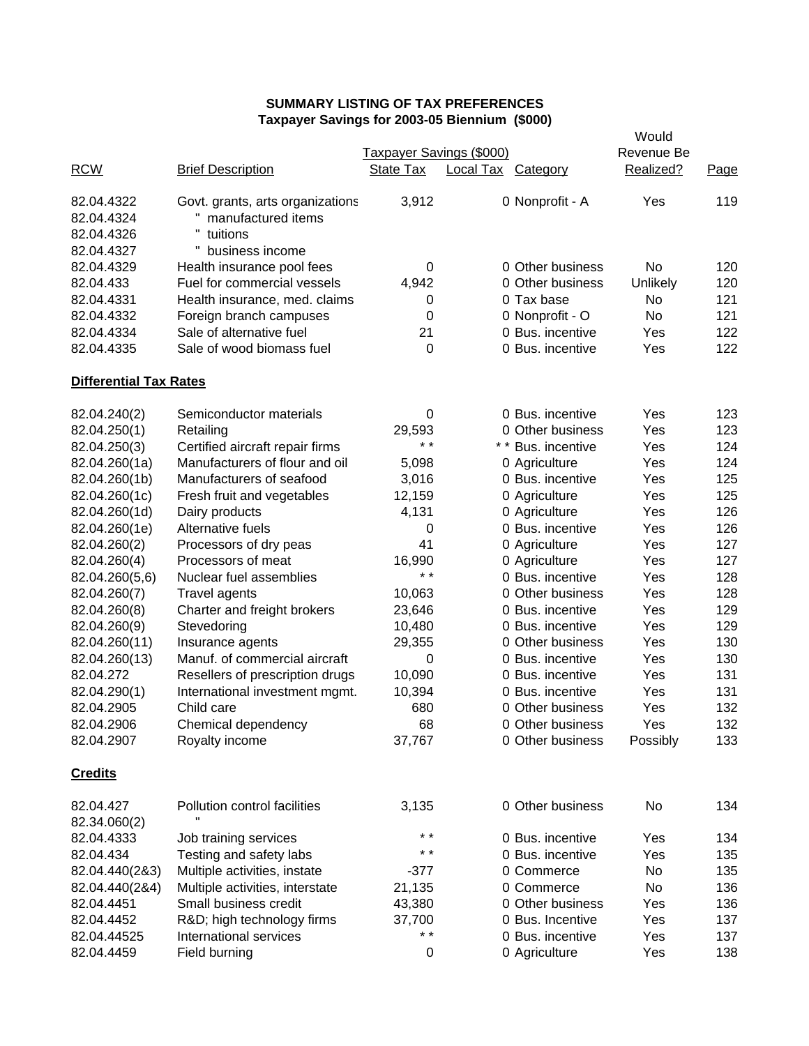**SUMMARY LISTING OF TAX PREFERENCES**
**Taxpayer Savings for 2003-05 Biennium ($000)**

| RCW | Brief Description | Taxpayer Savings ($000) State Tax | Local Tax | Category | Would Revenue Be Realized? | Page |
|---|---|---|---|---|---|---|
| 82.04.4322 | Govt. grants, arts organizations | 3,912 | 0 | Nonprofit - A | Yes | 119 |
| 82.04.4324 | " manufactured items | | | | | |
| 82.04.4326 | " tuitions | | | | | |
| 82.04.4327 | " business income | | | | | |
| 82.04.4329 | Health insurance pool fees | 0 | 0 | Other business | No | 120 |
| 82.04.433 | Fuel for commercial vessels | 4,942 | 0 | Other business | Unlikely | 120 |
| 82.04.4331 | Health insurance, med. claims | 0 | 0 | Tax base | No | 121 |
| 82.04.4332 | Foreign branch campuses | 0 | 0 | Nonprofit - O | No | 121 |
| 82.04.4334 | Sale of alternative fuel | 21 | 0 | Bus. incentive | Yes | 122 |
| 82.04.4335 | Sale of wood biomass fuel | 0 | 0 | Bus. incentive | Yes | 122 |
| **Differential Tax Rates** | | | | | | |
| 82.04.240(2) | Semiconductor materials | 0 | 0 | Bus. incentive | Yes | 123 |
| 82.04.250(1) | Retailing | 29,593 | 0 | Other business | Yes | 123 |
| 82.04.250(3) | Certified aircraft repair firms | * * | * * | Bus. incentive | Yes | 124 |
| 82.04.260(1a) | Manufacturers of flour and oil | 5,098 | 0 | Agriculture | Yes | 124 |
| 82.04.260(1b) | Manufacturers of seafood | 3,016 | 0 | Bus. incentive | Yes | 125 |
| 82.04.260(1c) | Fresh fruit and vegetables | 12,159 | 0 | Agriculture | Yes | 125 |
| 82.04.260(1d) | Dairy products | 4,131 | 0 | Agriculture | Yes | 126 |
| 82.04.260(1e) | Alternative fuels | 0 | 0 | Bus. incentive | Yes | 126 |
| 82.04.260(2) | Processors of dry peas | 41 | 0 | Agriculture | Yes | 127 |
| 82.04.260(4) | Processors of meat | 16,990 | 0 | Agriculture | Yes | 127 |
| 82.04.260(5,6) | Nuclear fuel assemblies | * * | 0 | Bus. incentive | Yes | 128 |
| 82.04.260(7) | Travel agents | 10,063 | 0 | Other business | Yes | 128 |
| 82.04.260(8) | Charter and freight brokers | 23,646 | 0 | Bus. incentive | Yes | 129 |
| 82.04.260(9) | Stevedoring | 10,480 | 0 | Bus. incentive | Yes | 129 |
| 82.04.260(11) | Insurance agents | 29,355 | 0 | Other business | Yes | 130 |
| 82.04.260(13) | Manuf. of commercial aircraft | 0 | 0 | Bus. incentive | Yes | 130 |
| 82.04.272 | Resellers of prescription drugs | 10,090 | 0 | Bus. incentive | Yes | 131 |
| 82.04.290(1) | International investment mgmt. | 10,394 | 0 | Bus. incentive | Yes | 131 |
| 82.04.2905 | Child care | 680 | 0 | Other business | Yes | 132 |
| 82.04.2906 | Chemical dependency | 68 | 0 | Other business | Yes | 132 |
| 82.04.2907 | Royalty income | 37,767 | 0 | Other business | Possibly | 133 |
| **Credits** | | | | | | |
| 82.04.427 | Pollution control facilities | 3,135 | 0 | Other business | No | 134 |
| 82.34.060(2) | " | | | | | |
| 82.04.4333 | Job training services | * * | 0 | Bus. incentive | Yes | 134 |
| 82.04.434 | Testing and safety labs | * * | 0 | Bus. incentive | Yes | 135 |
| 82.04.440(2&3) | Multiple activities, instate | -377 | 0 | Commerce | No | 135 |
| 82.04.440(2&4) | Multiple activities, interstate | 21,135 | 0 | Commerce | No | 136 |
| 82.04.4451 | Small business credit | 43,380 | 0 | Other business | Yes | 136 |
| 82.04.4452 | R&D; high technology firms | 37,700 | 0 | Bus. Incentive | Yes | 137 |
| 82.04.44525 | International services | * * | 0 | Bus. incentive | Yes | 137 |
| 82.04.4459 | Field burning | 0 | 0 | Agriculture | Yes | 138 |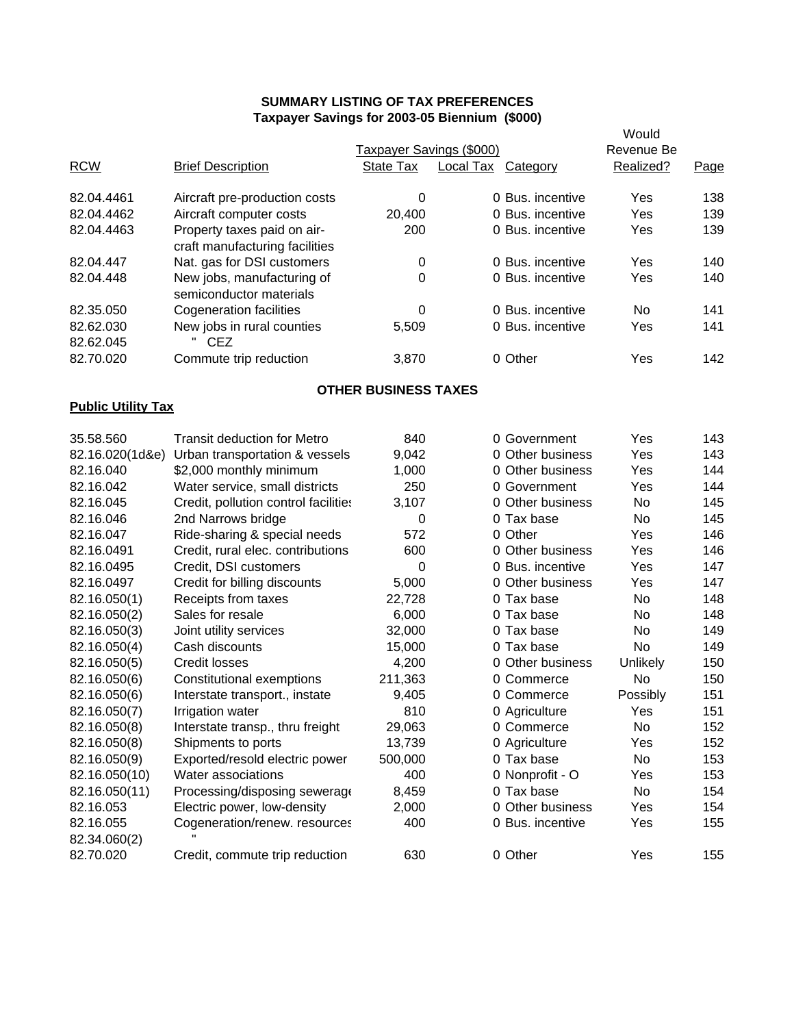**SUMMARY LISTING OF TAX PREFERENCES**
**Taxpayer Savings for 2003-05 Biennium ($000)**

| RCW | Brief Description | Taxpayer Savings ($000) State Tax | Local Tax | Category | Would Revenue Be Realized? | Page |
|---|---|---|---|---|---|---|
| 82.04.4461 | Aircraft pre-production costs | 0 | 0 | Bus. incentive | Yes | 138 |
| 82.04.4462 | Aircraft computer costs | 20,400 | 0 | Bus. incentive | Yes | 139 |
| 82.04.4463 | Property taxes paid on aircraft manufacturing facilities | 200 | 0 | Bus. incentive | Yes | 139 |
| 82.04.447 | Nat. gas for DSI customers | 0 | 0 | Bus. incentive | Yes | 140 |
| 82.04.448 | New jobs, manufacturing of semiconductor materials | 0 | 0 | Bus. incentive | Yes | 140 |
| 82.35.050 | Cogeneration facilities | 0 | 0 | Bus. incentive | No | 141 |
| 82.62.030 82.62.045 | New jobs in rural counties " CEZ | 5,509 | 0 | Bus. incentive | Yes | 141 |
| 82.70.020 | Commute trip reduction | 3,870 | 0 | Other | Yes | 142 |

**OTHER BUSINESS TAXES**

**Public Utility Tax**

| RCW | Brief Description | State Tax | Local Tax | Category | Would Revenue Be Realized? | Page |
|---|---|---|---|---|---|---|
| 35.58.560 | Transit deduction for Metro | 840 | 0 | Government | Yes | 143 |
| 82.16.020(1d&e) | Urban transportation & vessels | 9,042 | 0 | Other business | Yes | 143 |
| 82.16.040 | $2,000 monthly minimum | 1,000 | 0 | Other business | Yes | 144 |
| 82.16.042 | Water service, small districts | 250 | 0 | Government | Yes | 144 |
| 82.16.045 | Credit, pollution control facilities | 3,107 | 0 | Other business | No | 145 |
| 82.16.046 | 2nd Narrows bridge | 0 | 0 | Tax base | No | 145 |
| 82.16.047 | Ride-sharing & special needs | 572 | 0 | Other | Yes | 146 |
| 82.16.0491 | Credit, rural elec. contributions | 600 | 0 | Other business | Yes | 146 |
| 82.16.0495 | Credit, DSI customers | 0 | 0 | Bus. incentive | Yes | 147 |
| 82.16.0497 | Credit for billing discounts | 5,000 | 0 | Other business | Yes | 147 |
| 82.16.050(1) | Receipts from taxes | 22,728 | 0 | Tax base | No | 148 |
| 82.16.050(2) | Sales for resale | 6,000 | 0 | Tax base | No | 148 |
| 82.16.050(3) | Joint utility services | 32,000 | 0 | Tax base | No | 149 |
| 82.16.050(4) | Cash discounts | 15,000 | 0 | Tax base | No | 149 |
| 82.16.050(5) | Credit losses | 4,200 | 0 | Other business | Unlikely | 150 |
| 82.16.050(6) | Constitutional exemptions | 211,363 | 0 | Commerce | No | 150 |
| 82.16.050(6) | Interstate transport., instate | 9,405 | 0 | Commerce | Possibly | 151 |
| 82.16.050(7) | Irrigation water | 810 | 0 | Agriculture | Yes | 151 |
| 82.16.050(8) | Interstate transp., thru freight | 29,063 | 0 | Commerce | No | 152 |
| 82.16.050(8) | Shipments to ports | 13,739 | 0 | Agriculture | Yes | 152 |
| 82.16.050(9) | Exported/resold electric power | 500,000 | 0 | Tax base | No | 153 |
| 82.16.050(10) | Water associations | 400 | 0 | Nonprofit - O | Yes | 153 |
| 82.16.050(11) | Processing/disposing sewerage | 8,459 | 0 | Tax base | No | 154 |
| 82.16.053 | Electric power, low-density | 2,000 | 0 | Other business | Yes | 154 |
| 82.16.055 82.34.060(2) | Cogeneration/renew. resources " | 400 | 0 | Bus. incentive | Yes | 155 |
| 82.70.020 | Credit, commute trip reduction | 630 | 0 | Other | Yes | 155 |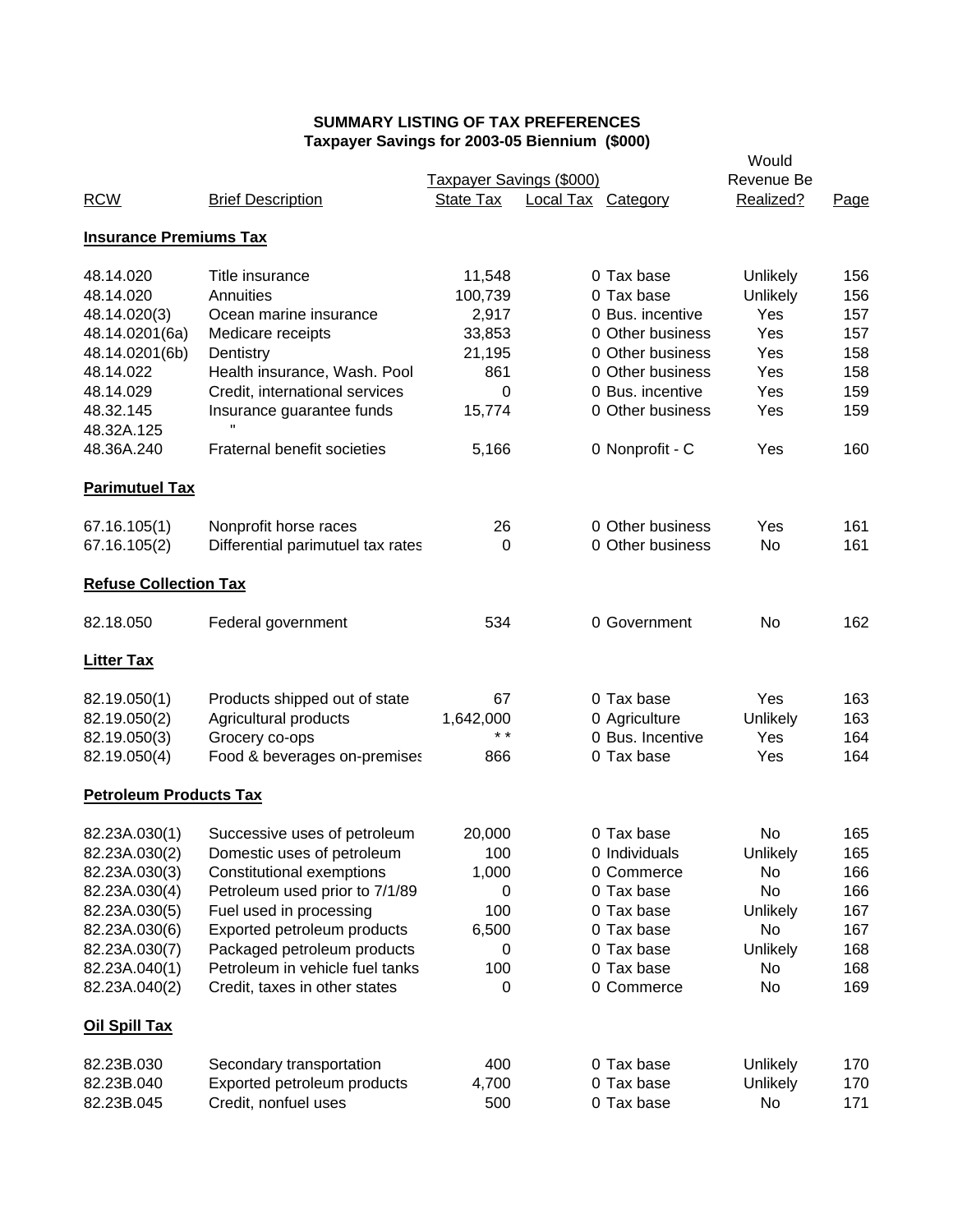# SUMMARY LISTING OF TAX PREFERENCES
## Taxpayer Savings for 2003-05 Biennium ($000)

| RCW | Brief Description | Taxpayer Savings ($000) State Tax | Local Tax | Category | Would Revenue Be Realized? | Page |
|---|---|---|---|---|---|---|
| **Insurance Premiums Tax** | | | | | | |
| 48.14.020 | Title insurance | 11,548 | 0 | Tax base | Unlikely | 156 |
| 48.14.020 | Annuities | 100,739 | 0 | Tax base | Unlikely | 156 |
| 48.14.020(3) | Ocean marine insurance | 2,917 | 0 | Bus. incentive | Yes | 157 |
| 48.14.0201(6a) | Medicare receipts | 33,853 | 0 | Other business | Yes | 157 |
| 48.14.0201(6b) | Dentistry | 21,195 | 0 | Other business | Yes | 158 |
| 48.14.022 | Health insurance, Wash. Pool | 861 | 0 | Other business | Yes | 158 |
| 48.14.029 | Credit, international services | 0 | 0 | Bus. incentive | Yes | 159 |
| 48.32.145 | Insurance guarantee funds | 15,774 | 0 | Other business | Yes | 159 |
| 48.32A.125 | " | | | | | |
| 48.36A.240 | Fraternal benefit societies | 5,166 | 0 | Nonprofit - C | Yes | 160 |
| **Parimutuel Tax** | | | | | | |
| 67.16.105(1) | Nonprofit horse races | 26 | 0 | Other business | Yes | 161 |
| 67.16.105(2) | Differential parimutuel tax rates | 0 | 0 | Other business | No | 161 |
| **Refuse Collection Tax** | | | | | | |
| 82.18.050 | Federal government | 534 | 0 | Government | No | 162 |
| **Litter Tax** | | | | | | |
| 82.19.050(1) | Products shipped out of state | 67 | 0 | Tax base | Yes | 163 |
| 82.19.050(2) | Agricultural products | 1,642,000 | 0 | Agriculture | Unlikely | 163 |
| 82.19.050(3) | Grocery co-ops | * * | 0 | Bus. Incentive | Yes | 164 |
| 82.19.050(4) | Food & beverages on-premises | 866 | 0 | Tax base | Yes | 164 |
| **Petroleum Products Tax** | | | | | | |
| 82.23A.030(1) | Successive uses of petroleum | 20,000 | 0 | Tax base | No | 165 |
| 82.23A.030(2) | Domestic uses of petroleum | 100 | 0 | Individuals | Unlikely | 165 |
| 82.23A.030(3) | Constitutional exemptions | 1,000 | 0 | Commerce | No | 166 |
| 82.23A.030(4) | Petroleum used prior to 7/1/89 | 0 | 0 | Tax base | No | 166 |
| 82.23A.030(5) | Fuel used in processing | 100 | 0 | Tax base | Unlikely | 167 |
| 82.23A.030(6) | Exported petroleum products | 6,500 | 0 | Tax base | No | 167 |
| 82.23A.030(7) | Packaged petroleum products | 0 | 0 | Tax base | Unlikely | 168 |
| 82.23A.040(1) | Petroleum in vehicle fuel tanks | 100 | 0 | Tax base | No | 168 |
| 82.23A.040(2) | Credit, taxes in other states | 0 | 0 | Commerce | No | 169 |
| **Oil Spill Tax** | | | | | | |
| 82.23B.030 | Secondary transportation | 400 | 0 | Tax base | Unlikely | 170 |
| 82.23B.040 | Exported petroleum products | 4,700 | 0 | Tax base | Unlikely | 170 |
| 82.23B.045 | Credit, nonfuel uses | 500 | 0 | Tax base | No | 171 |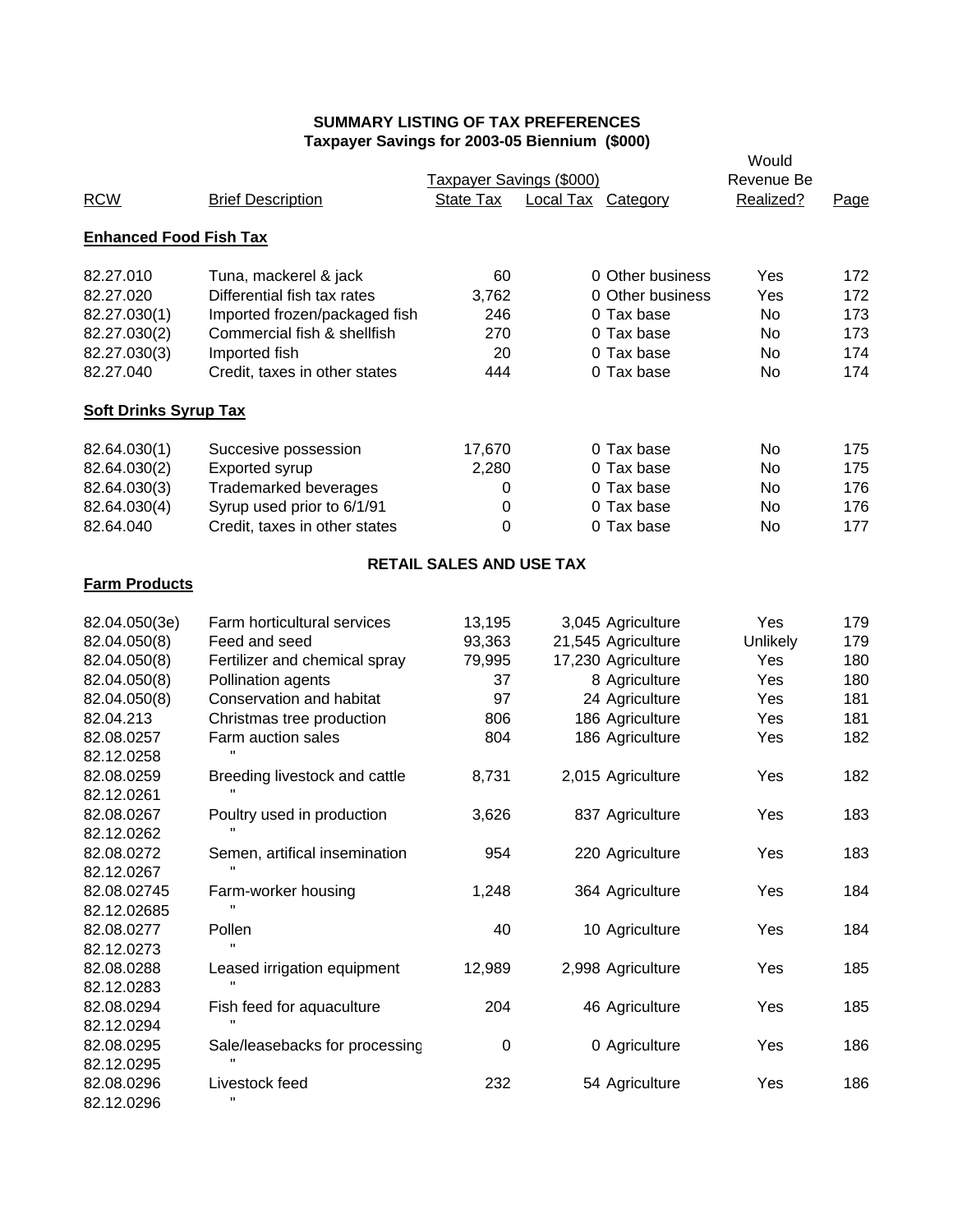# SUMMARY LISTING OF TAX PREFERENCES
## Taxpayer Savings for 2003-05 Biennium ($000)

| RCW | Brief Description | Taxpayer Savings ($000) State Tax | Local Tax | Category | Would Revenue Be Realized? | Page |
|---|---|---|---|---|---|---|
| **Enhanced Food Fish Tax** | | | | | | |
| 82.27.010 | Tuna, mackerel & jack | 60 | 0 | Other business | Yes | 172 |
| 82.27.020 | Differential fish tax rates | 3,762 | 0 | Other business | Yes | 172 |
| 82.27.030(1) | Imported frozen/packaged fish | 246 | 0 | Tax base | No | 173 |
| 82.27.030(2) | Commercial fish & shellfish | 270 | 0 | Tax base | No | 173 |
| 82.27.030(3) | Imported fish | 20 | 0 | Tax base | No | 174 |
| 82.27.040 | Credit, taxes in other states | 444 | 0 | Tax base | No | 174 |
| **Soft Drinks Syrup Tax** | | | | | | |
| 82.64.030(1) | Succesive possession | 17,670 | 0 | Tax base | No | 175 |
| 82.64.030(2) | Exported syrup | 2,280 | 0 | Tax base | No | 175 |
| 82.64.030(3) | Trademarked beverages | 0 | 0 | Tax base | No | 176 |
| 82.64.030(4) | Syrup used prior to 6/1/91 | 0 | 0 | Tax base | No | 176 |
| 82.64.040 | Credit, taxes in other states | 0 | 0 | Tax base | No | 177 |
| **RETAIL SALES AND USE TAX** | | | | | | |
| **Farm Products** | | | | | | |
| 82.04.050(3e) | Farm horticultural services | 13,195 | 3,045 | Agriculture | Yes | 179 |
| 82.04.050(8) | Feed and seed | 93,363 | 21,545 | Agriculture | Unlikely | 179 |
| 82.04.050(8) | Fertilizer and chemical spray | 79,995 | 17,230 | Agriculture | Yes | 180 |
| 82.04.050(8) | Pollination agents | 37 | 8 | Agriculture | Yes | 180 |
| 82.04.050(8) | Conservation and habitat | 97 | 24 | Agriculture | Yes | 181 |
| 82.04.213 | Christmas tree production | 806 | 186 | Agriculture | Yes | 181 |
| 82.08.0257<br>82.12.0258 | Farm auction sales<br>" | 804 | 186 | Agriculture | Yes | 182 |
| 82.08.0259<br>82.12.0261 | Breeding livestock and cattle<br>" | 8,731 | 2,015 | Agriculture | Yes | 182 |
| 82.08.0267<br>82.12.0262 | Poultry used in production<br>" | 3,626 | 837 | Agriculture | Yes | 183 |
| 82.08.0272<br>82.12.0267 | Semen, artifical insemination<br>" | 954 | 220 | Agriculture | Yes | 183 |
| 82.08.02745<br>82.12.02685 | Farm-worker housing<br>" | 1,248 | 364 | Agriculture | Yes | 184 |
| 82.08.0277<br>82.12.0273 | Pollen<br>" | 40 | 10 | Agriculture | Yes | 184 |
| 82.08.0288<br>82.12.0283 | Leased irrigation equipment<br>" | 12,989 | 2,998 | Agriculture | Yes | 185 |
| 82.08.0294<br>82.12.0294 | Fish feed for aquaculture<br>" | 204 | 46 | Agriculture | Yes | 185 |
| 82.08.0295<br>82.12.0295 | Sale/leasebacks for processing<br>" | 0 | 0 | Agriculture | Yes | 186 |
| 82.08.0296<br>82.12.0296 | Livestock feed<br>" | 232 | 54 | Agriculture | Yes | 186 |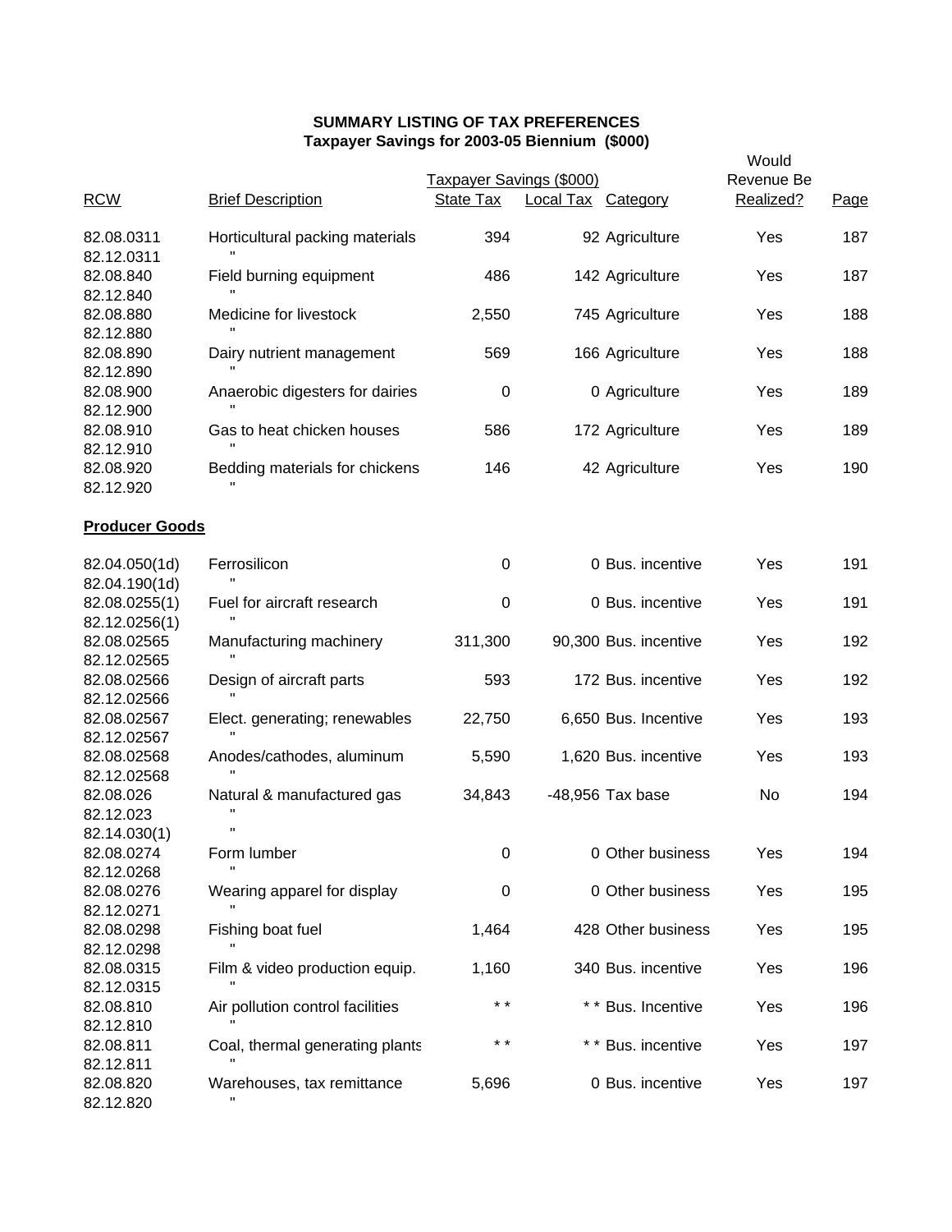**SUMMARY LISTING OF TAX PREFERENCES**
**Taxpayer Savings for 2003-05 Biennium ($000)**

| RCW | Brief Description | Taxpayer Savings ($000) State Tax | Local Tax | Category | Would Revenue Be Realized? | Page |
|---|---|---|---|---|---|---|
| 82.08.0311<br>82.12.0311 | Horticultural packing materials<br>" | 394 | 92 | Agriculture | Yes | 187 |
| 82.08.840<br>82.12.840 | Field burning equipment<br>" | 486 | 142 | Agriculture | Yes | 187 |
| 82.08.880<br>82.12.880 | Medicine for livestock<br>" | 2,550 | 745 | Agriculture | Yes | 188 |
| 82.08.890<br>82.12.890 | Dairy nutrient management<br>" | 569 | 166 | Agriculture | Yes | 188 |
| 82.08.900<br>82.12.900 | Anaerobic digesters for dairies<br>" | 0 | 0 | Agriculture | Yes | 189 |
| 82.08.910<br>82.12.910 | Gas to heat chicken houses<br>" | 586 | 172 | Agriculture | Yes | 189 |
| 82.08.920<br>82.12.920 | Bedding materials for chickens<br>" | 146 | 42 | Agriculture | Yes | 190 |
| **Producer Goods** | | | | | | |
| 82.04.050(1d)<br>82.04.190(1d) | Ferrosilicon<br>" | 0 | 0 | Bus. incentive | Yes | 191 |
| 82.08.0255(1)<br>82.12.0256(1) | Fuel for aircraft research<br>" | 0 | 0 | Bus. incentive | Yes | 191 |
| 82.08.02565<br>82.12.02565 | Manufacturing machinery<br>" | 311,300 | 90,300 | Bus. incentive | Yes | 192 |
| 82.08.02566<br>82.12.02566 | Design of aircraft parts<br>" | 593 | 172 | Bus. incentive | Yes | 192 |
| 82.08.02567<br>82.12.02567 | Elect. generating; renewables<br>" | 22,750 | 6,650 | Bus. Incentive | Yes | 193 |
| 82.08.02568<br>82.12.02568 | Anodes/cathodes, aluminum<br>" | 5,590 | 1,620 | Bus. incentive | Yes | 193 |
| 82.08.026<br>82.12.023<br>82.14.030(1) | Natural & manufactured gas<br>"<br>" | 34,843 | -48,956 | Tax base | No | 194 |
| 82.08.0274<br>82.12.0268 | Form lumber<br>" | 0 | 0 | Other business | Yes | 194 |
| 82.08.0276<br>82.12.0271 | Wearing apparel for display<br>" | 0 | 0 | Other business | Yes | 195 |
| 82.08.0298<br>82.12.0298 | Fishing boat fuel<br>" | 1,464 | 428 | Other business | Yes | 195 |
| 82.08.0315<br>82.12.0315 | Film & video production equip.<br>" | 1,160 | 340 | Bus. incentive | Yes | 196 |
| 82.08.810<br>82.12.810 | Air pollution control facilities<br>" | * * | * * | Bus. Incentive | Yes | 196 |
| 82.08.811<br>82.12.811 | Coal, thermal generating plants<br>" | * * | * * | Bus. incentive | Yes | 197 |
| 82.08.820<br>82.12.820 | Warehouses, tax remittance<br>" | 5,696 | 0 | Bus. incentive | Yes | 197 |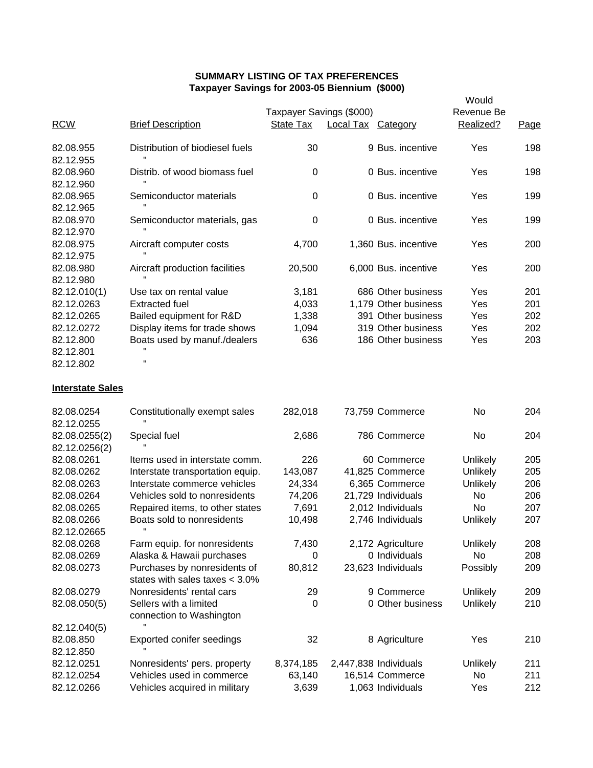**SUMMARY LISTING OF TAX PREFERENCES**
**Taxpayer Savings for 2003-05 Biennium ($000)**

| RCW | Brief Description | Taxpayer Savings ($000) State Tax | Local Tax | Category | Would Revenue Be Realized? | Page |
|---|---|---|---|---|---|---|
| 82.08.955 | Distribution of biodiesel fuels | 30 | 9 | Bus. incentive | Yes | 198 |
| 82.12.955 | " | | | | | |
| 82.08.960 | Distrib. of wood biomass fuel | 0 | 0 | Bus. incentive | Yes | 198 |
| 82.12.960 | " | | | | | |
| 82.08.965 | Semiconductor materials | 0 | 0 | Bus. incentive | Yes | 199 |
| 82.12.965 | " | | | | | |
| 82.08.970 | Semiconductor materials, gas | 0 | 0 | Bus. incentive | Yes | 199 |
| 82.12.970 | " | | | | | |
| 82.08.975 | Aircraft computer costs | 4,700 | 1,360 | Bus. incentive | Yes | 200 |
| 82.12.975 | " | | | | | |
| 82.08.980 | Aircraft production facilities | 20,500 | 6,000 | Bus. incentive | Yes | 200 |
| 82.12.980 | " | | | | | |
| 82.12.010(1) | Use tax on rental value | 3,181 | 686 | Other business | Yes | 201 |
| 82.12.0263 | Extracted fuel | 4,033 | 1,179 | Other business | Yes | 201 |
| 82.12.0265 | Bailed equipment for R&D | 1,338 | 391 | Other business | Yes | 202 |
| 82.12.0272 | Display items for trade shows | 1,094 | 319 | Other business | Yes | 202 |
| 82.12.800 | Boats used by manuf./dealers | 636 | 186 | Other business | Yes | 203 |
| 82.12.801 | " | | | | | |
| 82.12.802 | " | | | | | |
| **Interstate Sales** | | | | | | |
| 82.08.0254 | Constitutionally exempt sales | 282,018 | 73,759 | Commerce | No | 204 |
| 82.12.0255 | " | | | | | |
| 82.08.0255(2) | Special fuel | 2,686 | 786 | Commerce | No | 204 |
| 82.12.0256(2) | " | | | | | |
| 82.08.0261 | Items used in interstate comm. | 226 | 60 | Commerce | Unlikely | 205 |
| 82.08.0262 | Interstate transportation equip. | 143,087 | 41,825 | Commerce | Unlikely | 205 |
| 82.08.0263 | Interstate commerce vehicles | 24,334 | 6,365 | Commerce | Unlikely | 206 |
| 82.08.0264 | Vehicles sold to nonresidents | 74,206 | 21,729 | Individuals | No | 206 |
| 82.08.0265 | Repaired items, to other states | 7,691 | 2,012 | Individuals | No | 207 |
| 82.08.0266 | Boats sold to nonresidents | 10,498 | 2,746 | Individuals | Unlikely | 207 |
| 82.12.02665 | " | | | | | |
| 82.08.0268 | Farm equip. for nonresidents | 7,430 | 2,172 | Agriculture | Unlikely | 208 |
| 82.08.0269 | Alaska & Hawaii purchases | 0 | 0 | Individuals | No | 208 |
| 82.08.0273 | Purchases by nonresidents of states with sales taxes < 3.0% | 80,812 | 23,623 | Individuals | Possibly | 209 |
| 82.08.0279 | Nonresidents' rental cars | 29 | 9 | Commerce | Unlikely | 209 |
| 82.08.050(5) | Sellers with a limited connection to Washington | 0 | 0 | Other business | Unlikely | 210 |
| 82.12.040(5) | " | | | | | |
| 82.08.850 | Exported conifer seedings | 32 | 8 | Agriculture | Yes | 210 |
| 82.12.850 | " | | | | | |
| 82.12.0251 | Nonresidents' pers. property | 8,374,185 | 2,447,838 | Individuals | Unlikely | 211 |
| 82.12.0254 | Vehicles used in commerce | 63,140 | 16,514 | Commerce | No | 211 |
| 82.12.0266 | Vehicles acquired in military | 3,639 | 1,063 | Individuals | Yes | 212 |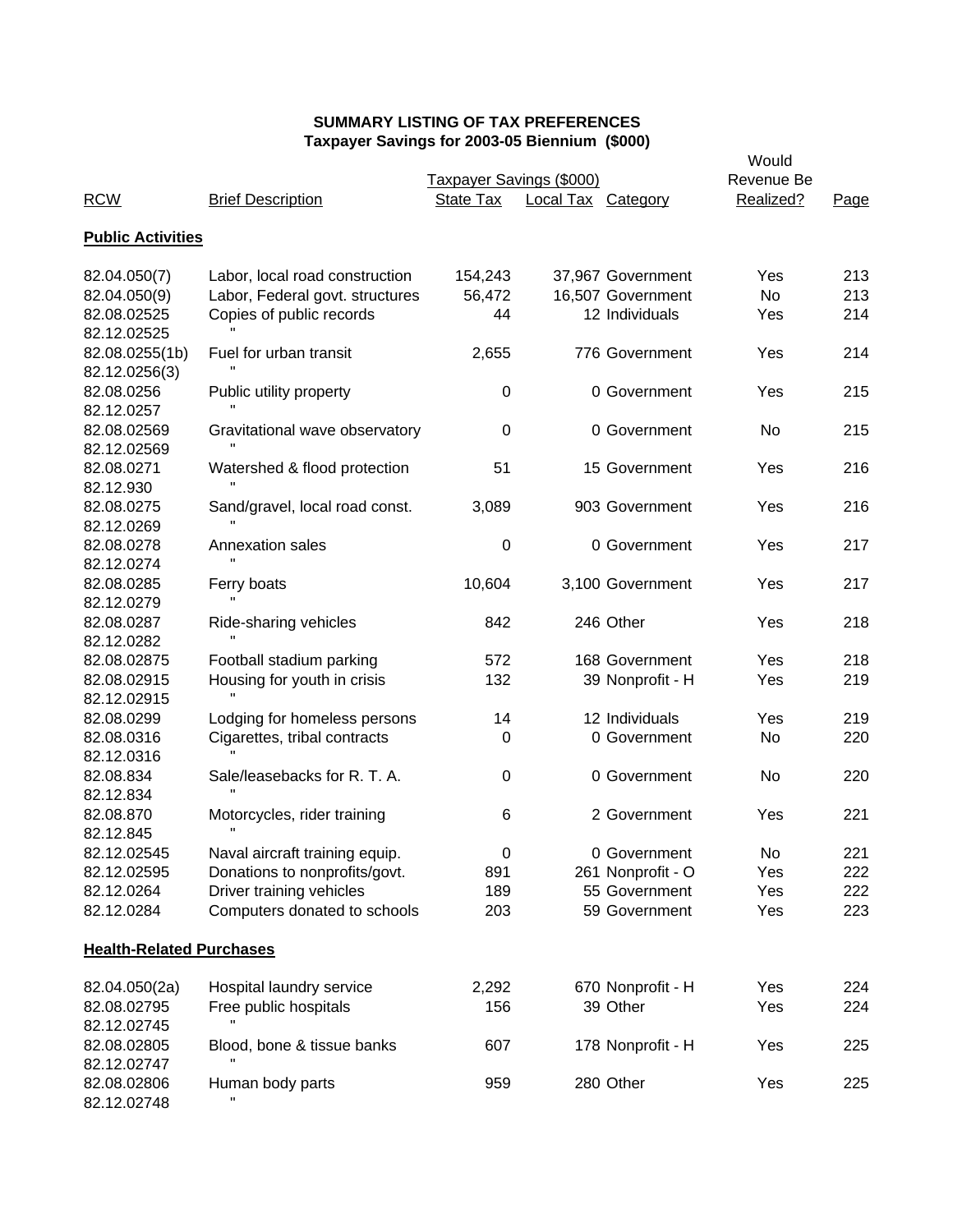**SUMMARY LISTING OF TAX PREFERENCES**
**Taxpayer Savings for 2003-05 Biennium ($000)**

| RCW | Brief Description | Taxpayer Savings ($000) State Tax | Local Tax | Category | Would Revenue Be Realized? | Page |
|---|---|---|---|---|---|---|
| **Public Activities** | | | | | | |
| 82.04.050(7) | Labor, local road construction | 154,243 | 37,967 | Government | Yes | 213 |
| 82.04.050(9) | Labor, Federal govt. structures | 56,472 | 16,507 | Government | No | 213 |
| 82.08.02525 | Copies of public records | 44 | 12 | Individuals | Yes | 214 |
| 82.12.02525 | " | | | | | |
| 82.08.0255(1b) | Fuel for urban transit | 2,655 | 776 | Government | Yes | 214 |
| 82.12.0256(3) | " | | | | | |
| 82.08.0256 | Public utility property | 0 | 0 | Government | Yes | 215 |
| 82.12.0257 | " | | | | | |
| 82.08.02569 | Gravitational wave observatory | 0 | 0 | Government | No | 215 |
| 82.12.02569 | " | | | | | |
| 82.08.0271 | Watershed & flood protection | 51 | 15 | Government | Yes | 216 |
| 82.12.930 | " | | | | | |
| 82.08.0275 | Sand/gravel, local road const. | 3,089 | 903 | Government | Yes | 216 |
| 82.12.0269 | " | | | | | |
| 82.08.0278 | Annexation sales | 0 | 0 | Government | Yes | 217 |
| 82.12.0274 | " | | | | | |
| 82.08.0285 | Ferry boats | 10,604 | 3,100 | Government | Yes | 217 |
| 82.12.0279 | " | | | | | |
| 82.08.0287 | Ride-sharing vehicles | 842 | 246 | Other | Yes | 218 |
| 82.12.0282 | " | | | | | |
| 82.08.02875 | Football stadium parking | 572 | 168 | Government | Yes | 218 |
| 82.08.02915 | Housing for youth in crisis | 132 | 39 | Nonprofit - H | Yes | 219 |
| 82.12.02915 | " | | | | | |
| 82.08.0299 | Lodging for homeless persons | 14 | 12 | Individuals | Yes | 219 |
| 82.08.0316 | Cigarettes, tribal contracts | 0 | 0 | Government | No | 220 |
| 82.12.0316 | " | | | | | |
| 82.08.834 | Sale/leasebacks for R. T. A. | 0 | 0 | Government | No | 220 |
| 82.12.834 | " | | | | | |
| 82.08.870 | Motorcycles, rider training | 6 | 2 | Government | Yes | 221 |
| 82.12.845 | " | | | | | |
| 82.12.02545 | Naval aircraft training equip. | 0 | 0 | Government | No | 221 |
| 82.12.02595 | Donations to nonprofits/govt. | 891 | 261 | Nonprofit - O | Yes | 222 |
| 82.12.0264 | Driver training vehicles | 189 | 55 | Government | Yes | 222 |
| 82.12.0284 | Computers donated to schools | 203 | 59 | Government | Yes | 223 |
| **Health-Related Purchases** | | | | | | |
| 82.04.050(2a) | Hospital laundry service | 2,292 | 670 | Nonprofit - H | Yes | 224 |
| 82.08.02795 | Free public hospitals | 156 | 39 | Other | Yes | 224 |
| 82.12.02745 | " | | | | | |
| 82.08.02805 | Blood, bone & tissue banks | 607 | 178 | Nonprofit - H | Yes | 225 |
| 82.12.02747 | " | | | | | |
| 82.08.02806 | Human body parts | 959 | 280 | Other | Yes | 225 |
| 82.12.02748 | " | | | | | |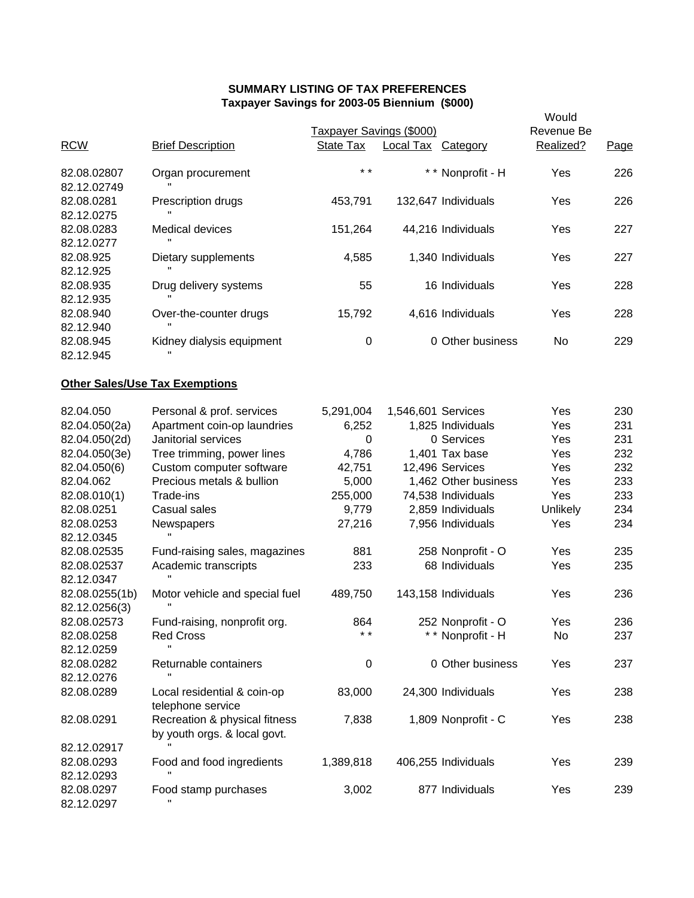**SUMMARY LISTING OF TAX PREFERENCES**
**Taxpayer Savings for 2003-05 Biennium ($000)**

| RCW | Brief Description | Taxpayer Savings ($000) State Tax | Local Tax | Category | Would Revenue Be Realized? | Page |
|---|---|---|---|---|---|---|
| 82.08.02807<br>82.12.02749 | Organ procurement<br>" | * * | * * | Nonprofit - H | Yes | 226 |
| 82.08.0281<br>82.12.0275 | Prescription drugs<br>" | 453,791 | 132,647 | Individuals | Yes | 226 |
| 82.08.0283<br>82.12.0277 | Medical devices<br>" | 151,264 | 44,216 | Individuals | Yes | 227 |
| 82.08.925<br>82.12.925 | Dietary supplements<br>" | 4,585 | 1,340 | Individuals | Yes | 227 |
| 82.08.935<br>82.12.935 | Drug delivery systems<br>" | 55 | 16 | Individuals | Yes | 228 |
| 82.08.940<br>82.12.940 | Over-the-counter drugs<br>" | 15,792 | 4,616 | Individuals | Yes | 228 |
| 82.08.945<br>82.12.945 | Kidney dialysis equipment<br>" | 0 | 0 | Other business | No | 229 |
| **Other Sales/Use Tax Exemptions** | | | | | | |
| 82.04.050 | Personal & prof. services | 5,291,004 | 1,546,601 | Services | Yes | 230 |
| 82.04.050(2a) | Apartment coin-op laundries | 6,252 | 1,825 | Individuals | Yes | 231 |
| 82.04.050(2d) | Janitorial services | 0 | 0 | Services | Yes | 231 |
| 82.04.050(3e) | Tree trimming, power lines | 4,786 | 1,401 | Tax base | Yes | 232 |
| 82.04.050(6) | Custom computer software | 42,751 | 12,496 | Services | Yes | 232 |
| 82.04.062 | Precious metals & bullion | 5,000 | 1,462 | Other business | Yes | 233 |
| 82.08.010(1) | Trade-ins | 255,000 | 74,538 | Individuals | Yes | 233 |
| 82.08.0251 | Casual sales | 9,779 | 2,859 | Individuals | Unlikely | 234 |
| 82.08.0253<br>82.12.0345 | Newspapers<br>" | 27,216 | 7,956 | Individuals | Yes | 234 |
| 82.08.02535 | Fund-raising sales, magazines | 881 | 258 | Nonprofit - O | Yes | 235 |
| 82.08.02537<br>82.12.0347 | Academic transcripts<br>" | 233 | 68 | Individuals | Yes | 235 |
| 82.08.0255(1b)<br>82.12.0256(3) | Motor vehicle and special fuel<br>" | 489,750 | 143,158 | Individuals | Yes | 236 |
| 82.08.02573 | Fund-raising, nonprofit org. | 864 | 252 | Nonprofit - O | Yes | 236 |
| 82.08.0258<br>82.12.0259 | Red Cross<br>" | * * | * * | Nonprofit - H | No | 237 |
| 82.08.0282<br>82.12.0276 | Returnable containers<br>" | 0 | 0 | Other business | Yes | 237 |
| 82.08.0289 | Local residential & coin-op telephone service | 83,000 | 24,300 | Individuals | Yes | 238 |
| 82.08.0291<br>82.12.02917 | Recreation & physical fitness by youth orgs. & local govt.<br>" | 7,838 | 1,809 | Nonprofit - C | Yes | 238 |
| 82.08.0293<br>82.12.0293 | Food and food ingredients<br>" | 1,389,818 | 406,255 | Individuals | Yes | 239 |
| 82.08.0297<br>82.12.0297 | Food stamp purchases<br>" | 3,002 | 877 | Individuals | Yes | 239 |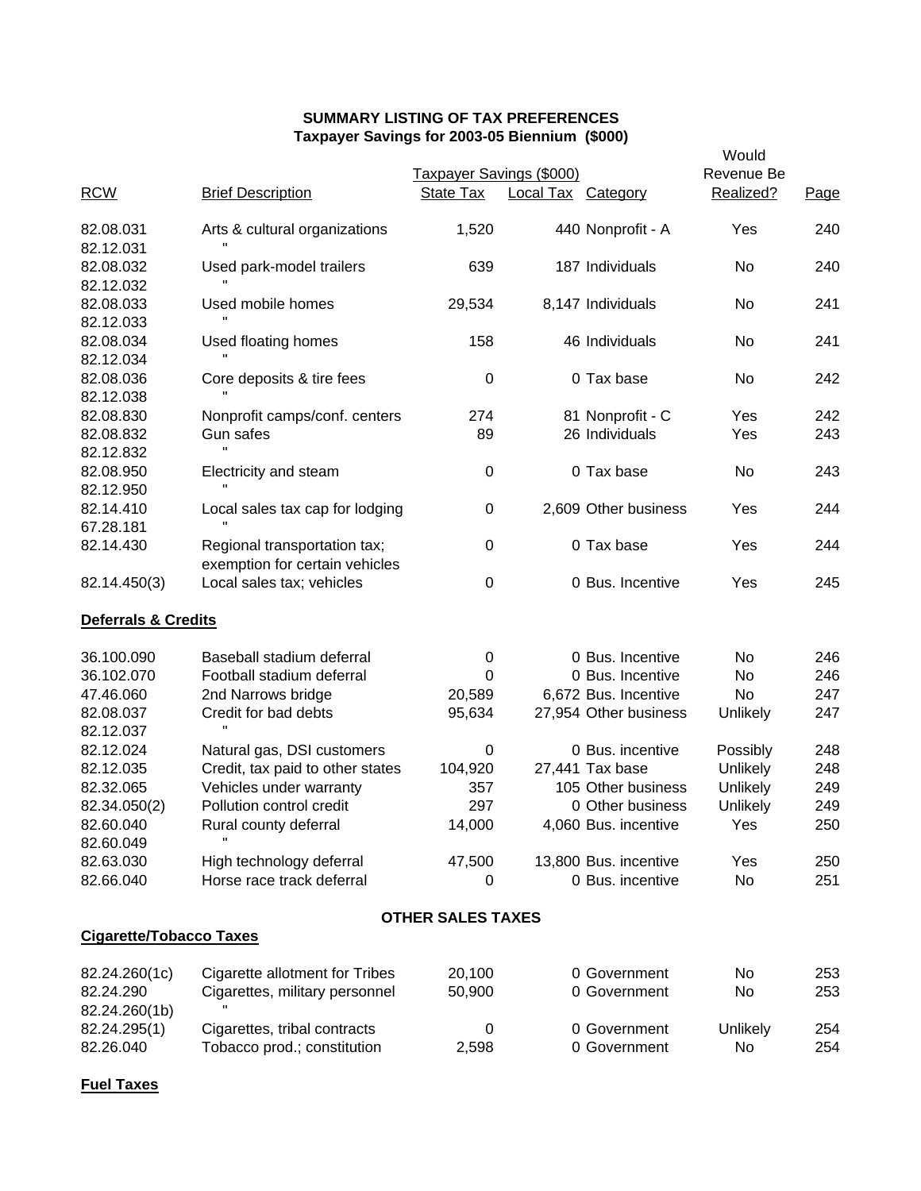**SUMMARY LISTING OF TAX PREFERENCES**
**Taxpayer Savings for 2003-05 Biennium ($000)**

| RCW | Brief Description | Taxpayer Savings ($000) State Tax | Local Tax | Category | Would Revenue Be Realized? | Page |
|---|---|---|---|---|---|---|
| 82.08.031<br>82.12.031 | Arts & cultural organizations<br>" | 1,520 | 440 | Nonprofit - A | Yes | 240 |
| 82.08.032<br>82.12.032 | Used park-model trailers<br>" | 639 | 187 | Individuals | No | 240 |
| 82.08.033<br>82.12.033 | Used mobile homes<br>" | 29,534 | 8,147 | Individuals | No | 241 |
| 82.08.034<br>82.12.034 | Used floating homes<br>" | 158 | 46 | Individuals | No | 241 |
| 82.08.036<br>82.12.038 | Core deposits & tire fees<br>" | 0 | 0 | Tax base | No | 242 |
| 82.08.830 | Nonprofit camps/conf. centers | 274 | 81 | Nonprofit - C | Yes | 242 |
| 82.08.832<br>82.12.832 | Gun safes<br>" | 89 | 26 | Individuals | Yes | 243 |
| 82.08.950<br>82.12.950 | Electricity and steam<br>" | 0 | 0 | Tax base | No | 243 |
| 82.14.410<br>67.28.181 | Local sales tax cap for lodging<br>" | 0 | 2,609 | Other business | Yes | 244 |
| 82.14.430 | Regional transportation tax; exemption for certain vehicles | 0 | 0 | Tax base | Yes | 244 |
| 82.14.450(3) | Local sales tax; vehicles | 0 | 0 | Bus. Incentive | Yes | 245 |
| **Deferrals & Credits** | | | | | | |
| 36.100.090 | Baseball stadium deferral | 0 | 0 | Bus. Incentive | No | 246 |
| 36.102.070 | Football stadium deferral | 0 | 0 | Bus. Incentive | No | 246 |
| 47.46.060 | 2nd Narrows bridge | 20,589 | 6,672 | Bus. Incentive | No | 247 |
| 82.08.037<br>82.12.037 | Credit for bad debts<br>" | 95,634 | 27,954 | Other business | Unlikely | 247 |
| 82.12.024 | Natural gas, DSI customers | 0 | 0 | Bus. incentive | Possibly | 248 |
| 82.12.035 | Credit, tax paid to other states | 104,920 | 27,441 | Tax base | Unlikely | 248 |
| 82.32.065 | Vehicles under warranty | 357 | 105 | Other business | Unlikely | 249 |
| 82.34.050(2) | Pollution control credit | 297 | 0 | Other business | Unlikely | 249 |
| 82.60.040<br>82.60.049 | Rural county deferral<br>" | 14,000 | 4,060 | Bus. incentive | Yes | 250 |
| 82.63.030 | High technology deferral | 47,500 | 13,800 | Bus. incentive | Yes | 250 |
| 82.66.040 | Horse race track deferral | 0 | 0 | Bus. incentive | No | 251 |

**OTHER SALES TAXES**

**Cigarette/Tobacco Taxes**

| RCW | Brief Description | State Tax | Local Tax | Category | Would Revenue Be Realized? | Page |
|---|---|---|---|---|---|---|
| 82.24.260(1c) | Cigarette allotment for Tribes | 20,100 | 0 | Government | No | 253 |
| 82.24.290<br>82.24.260(1b) | Cigarettes, military personnel<br>" | 50,900 | 0 | Government | No | 253 |
| 82.24.295(1) | Cigarettes, tribal contracts | 0 | 0 | Government | Unlikely | 254 |
| 82.26.040 | Tobacco prod.; constitution | 2,598 | 0 | Government | No | 254 |

**Fuel Taxes**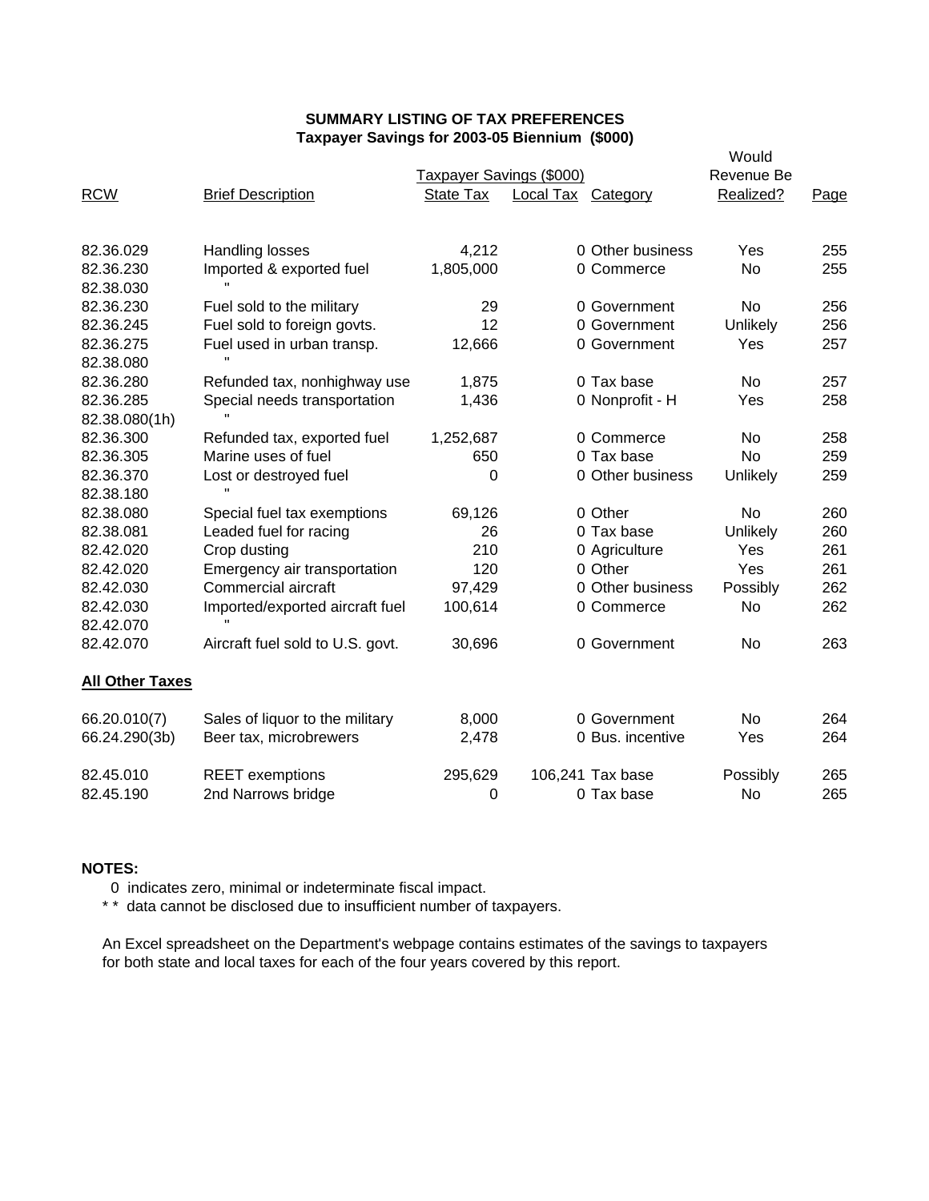**SUMMARY LISTING OF TAX PREFERENCES**
**Taxpayer Savings for 2003-05 Biennium ($000)**

| RCW | Brief Description | Taxpayer Savings ($000) State Tax | Local Tax | Category | Would Revenue Be Realized? | Page |
|---|---|---|---|---|---|---|
| 82.36.029 | Handling losses | 4,212 | 0 | Other business | Yes | 255 |
| 82.36.230 | Imported & exported fuel | 1,805,000 | 0 | Commerce | No | 255 |
| 82.38.030 | " | | | | | |
| 82.36.230 | Fuel sold to the military | 29 | 0 | Government | No | 256 |
| 82.36.245 | Fuel sold to foreign govts. | 12 | 0 | Government | Unlikely | 256 |
| 82.36.275 | Fuel used in urban transp. | 12,666 | 0 | Government | Yes | 257 |
| 82.38.080 | " | | | | | |
| 82.36.280 | Refunded tax, nonhighway use | 1,875 | 0 | Tax base | No | 257 |
| 82.36.285 | Special needs transportation | 1,436 | 0 | Nonprofit - H | Yes | 258 |
| 82.38.080(1h) | " | | | | | |
| 82.36.300 | Refunded tax, exported fuel | 1,252,687 | 0 | Commerce | No | 258 |
| 82.36.305 | Marine uses of fuel | 650 | 0 | Tax base | No | 259 |
| 82.36.370 | Lost or destroyed fuel | 0 | 0 | Other business | Unlikely | 259 |
| 82.38.180 | " | | | | | |
| 82.38.080 | Special fuel tax exemptions | 69,126 | 0 | Other | No | 260 |
| 82.38.081 | Leaded fuel for racing | 26 | 0 | Tax base | Unlikely | 260 |
| 82.42.020 | Crop dusting | 210 | 0 | Agriculture | Yes | 261 |
| 82.42.020 | Emergency air transportation | 120 | 0 | Other | Yes | 261 |
| 82.42.030 | Commercial aircraft | 97,429 | 0 | Other business | Possibly | 262 |
| 82.42.030 | Imported/exported aircraft fuel | 100,614 | 0 | Commerce | No | 262 |
| 82.42.070 | " | | | | | |
| 82.42.070 | Aircraft fuel sold to U.S. govt. | 30,696 | 0 | Government | No | 263 |
| **All Other Taxes** | | | | | | |
| 66.20.010(7) | Sales of liquor to the military | 8,000 | 0 | Government | No | 264 |
| 66.24.290(3b) | Beer tax, microbrewers | 2,478 | 0 | Bus. incentive | Yes | 264 |
| 82.45.010 | REET exemptions | 295,629 | 106,241 | Tax base | Possibly | 265 |
| 82.45.190 | 2nd Narrows bridge | 0 | 0 | Tax base | No | 265 |

**NOTES:**

0 indicates zero, minimal or indeterminate fiscal impact.

* * data cannot be disclosed due to insufficient number of taxpayers.

An Excel spreadsheet on the Department's webpage contains estimates of the savings to taxpayers for both state and local taxes for each of the four years covered by this report.